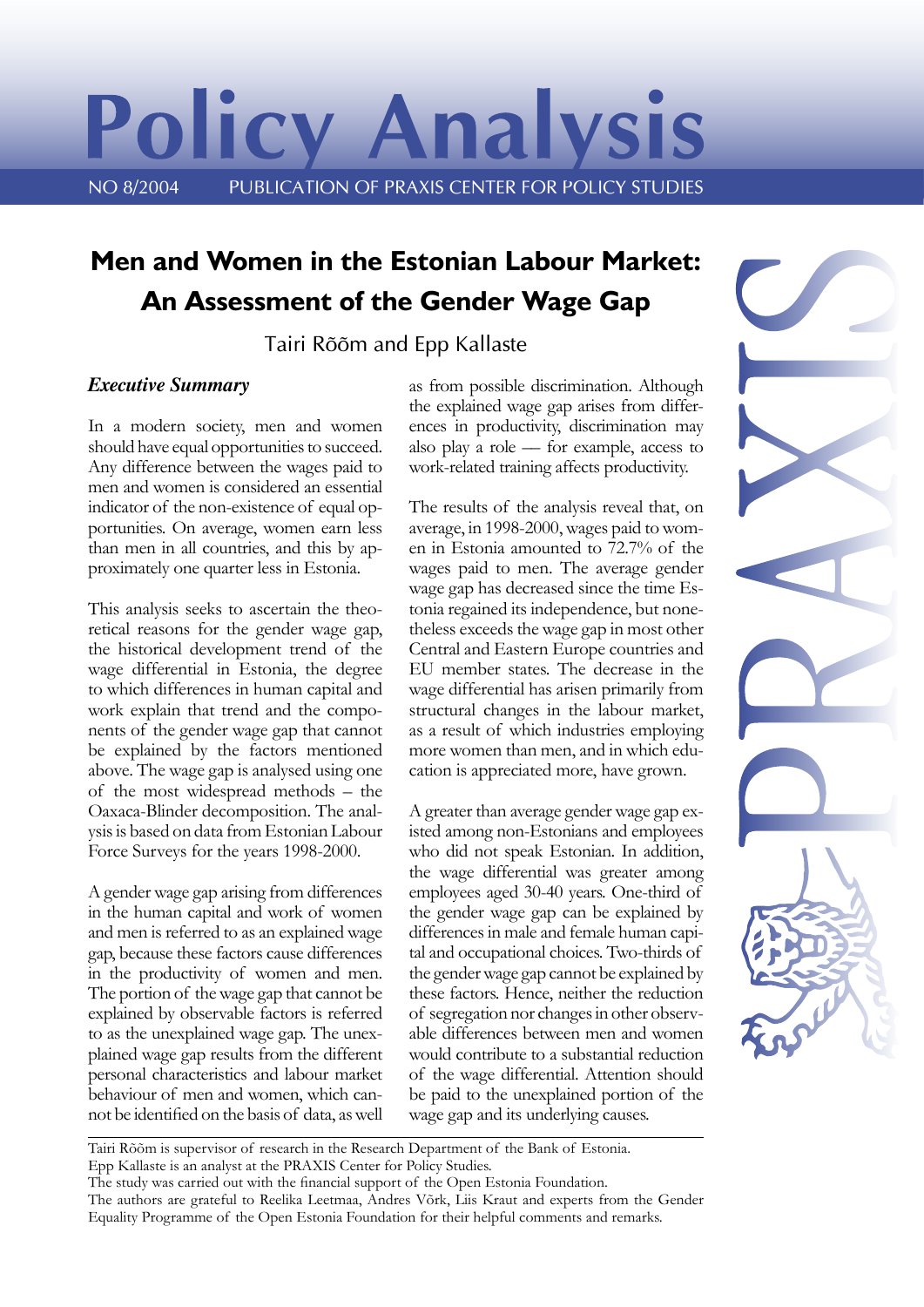# Policy Analysis

NO 8/2004 PUBLICATION OF PRAXIS CENTER FOR POLICY STUDIES

## Men and Women in the Estonian Labour Market: An Assessment of the Gender Wage Gap

Tairi Rõõm and Epp Kallaste

### *Executive Summary*

In a modern society, men and women should have equal opportunities to succeed. Any difference between the wages paid to men and women is considered an essential indicator of the non-existence of equal opportunities. On average, women earn less than men in all countries, and this by approximately one quarter less in Estonia.

This analysis seeks to ascertain the theoretical reasons for the gender wage gap, the historical development trend of the wage differential in Estonia, the degree to which differences in human capital and work explain that trend and the components of the gender wage gap that cannot be explained by the factors mentioned above. The wage gap is analysed using one of the most widespread methods – the Oaxaca-Blinder decomposition. The analysis is based on data from Estonian Labour Force Surveys for the years 1998-2000.

A gender wage gap arising from differences in the human capital and work of women and men is referred to as an explained wage gap, because these factors cause differences in the productivity of women and men. The portion of the wage gap that cannot be explained by observable factors is referred to as the unexplained wage gap. The unexplained wage gap results from the different personal characteristics and labour market behaviour of men and women, which cannot be identified on the basis of data, as well as from possible discrimination. Although the explained wage gap arises from differences in productivity, discrimination may also play a role — for example, access to work-related training affects productivity.

The results of the analysis reveal that, on average, in 1998-2000, wages paid to women in Estonia amounted to 72.7% of the wages paid to men. The average gender wage gap has decreased since the time Estonia regained its independence, but nonetheless exceeds the wage gap in most other Central and Eastern Europe countries and EU member states. The decrease in the wage differential has arisen primarily from structural changes in the labour market, as a result of which industries employing more women than men, and in which education is appreciated more, have grown.

A greater than average gender wage gap existed among non-Estonians and employees who did not speak Estonian. In addition, the wage differential was greater among employees aged 30-40 years. One-third of the gender wage gap can be explained by differences in male and female human capital and occupational choices. Two-thirds of the gender wage gap cannot be explained by these factors. Hence, neither the reduction of segregation nor changes in other observable differences between men and women would contribute to a substantial reduction of the wage differential. Attention should be paid to the unexplained portion of the wage gap and its underlying causes.

---

Tairi Rõõm is supervisor of research in the Research Department of the Bank of Estonia.
Epp Kallaste is an analyst at the PRAXIS Center for Policy Studies.
The study was carried out with the financial support of the Open Estonia Foundation.
The authors are grateful to Reelika Leetmaa, Andres Võrk, Liis Kraut and experts from the Gender Equality Programme of the Open Estonia Foundation for their helpful comments and remarks.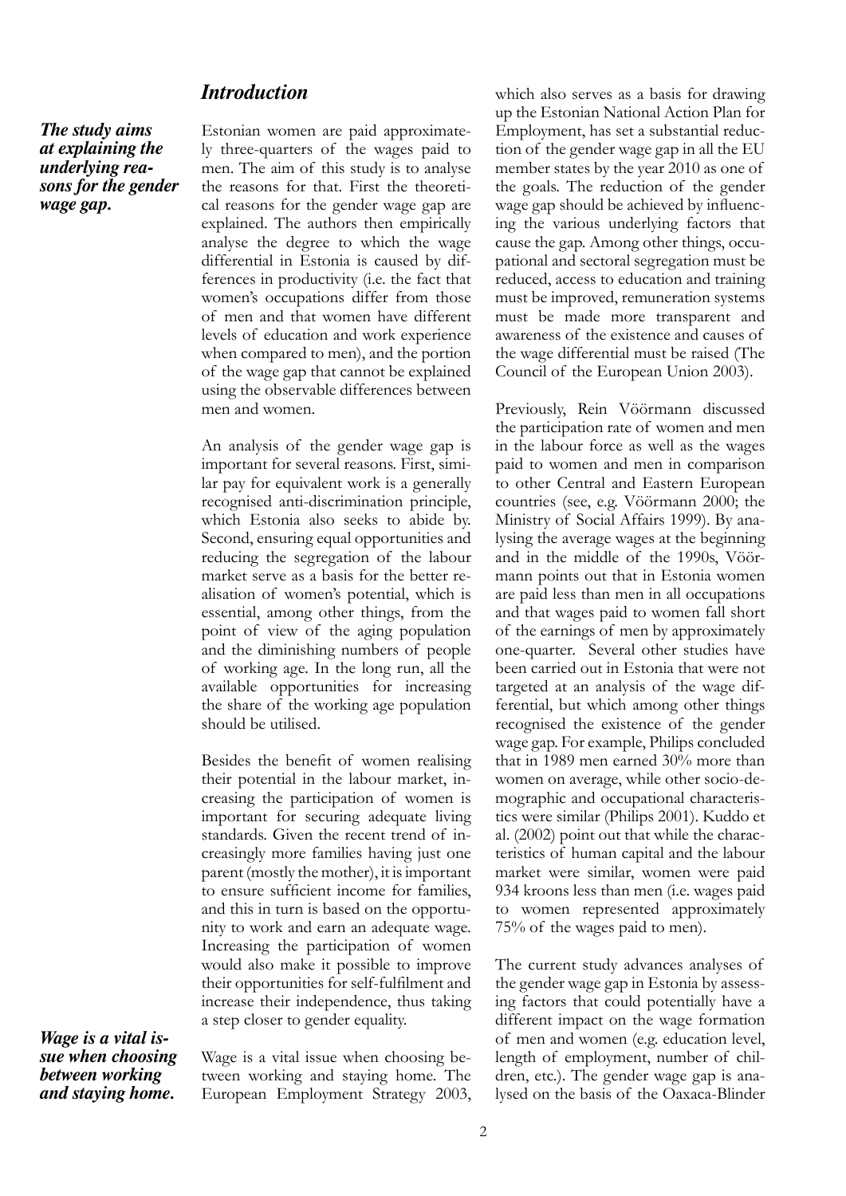## *Introduction*

***The study aims at explaining the underlying reasons for the gender wage gap.***

Estonian women are paid approximately three-quarters of the wages paid to men. The aim of this study is to analyse the reasons for that. First the theoretical reasons for the gender wage gap are explained. The authors then empirically analyse the degree to which the wage differential in Estonia is caused by differences in productivity (i.e. the fact that women's occupations differ from those of men and that women have different levels of education and work experience when compared to men), and the portion of the wage gap that cannot be explained using the observable differences between men and women.

An analysis of the gender wage gap is important for several reasons. First, similar pay for equivalent work is a generally recognised anti-discrimination principle, which Estonia also seeks to abide by. Second, ensuring equal opportunities and reducing the segregation of the labour market serve as a basis for the better realisation of women's potential, which is essential, among other things, from the point of view of the aging population and the diminishing numbers of people of working age. In the long run, all the available opportunities for increasing the share of the working age population should be utilised.

Besides the benefit of women realising their potential in the labour market, increasing the participation of women is important for securing adequate living standards. Given the recent trend of increasingly more families having just one parent (mostly the mother), it is important to ensure sufficient income for families, and this in turn is based on the opportunity to work and earn an adequate wage. Increasing the participation of women would also make it possible to improve their opportunities for self-fulfilment and increase their independence, thus taking a step closer to gender equality.

***Wage is a vital issue when choosing between working and staying home.***

Wage is a vital issue when choosing between working and staying home. The European Employment Strategy 2003, which also serves as a basis for drawing up the Estonian National Action Plan for Employment, has set a substantial reduction of the gender wage gap in all the EU member states by the year 2010 as one of the goals. The reduction of the gender wage gap should be achieved by influencing the various underlying factors that cause the gap. Among other things, occupational and sectoral segregation must be reduced, access to education and training must be improved, remuneration systems must be made more transparent and awareness of the existence and causes of the wage differential must be raised (The Council of the European Union 2003).

Previously, Rein Vöörmann discussed the participation rate of women and men in the labour force as well as the wages paid to women and men in comparison to other Central and Eastern European countries (see, e.g. Vöörmann 2000; the Ministry of Social Affairs 1999). By analysing the average wages at the beginning and in the middle of the 1990s, Vöörmann points out that in Estonia women are paid less than men in all occupations and that wages paid to women fall short of the earnings of men by approximately one-quarter. Several other studies have been carried out in Estonia that were not targeted at an analysis of the wage differential, but which among other things recognised the existence of the gender wage gap. For example, Philips concluded that in 1989 men earned 30% more than women on average, while other socio-demographic and occupational characteristics were similar (Philips 2001). Kuddo et al. (2002) point out that while the characteristics of human capital and the labour market were similar, women were paid 934 kroons less than men (i.e. wages paid to women represented approximately 75% of the wages paid to men).

The current study advances analyses of the gender wage gap in Estonia by assessing factors that could potentially have a different impact on the wage formation of men and women (e.g. education level, length of employment, number of children, etc.). The gender wage gap is analysed on the basis of the Oaxaca-Blinder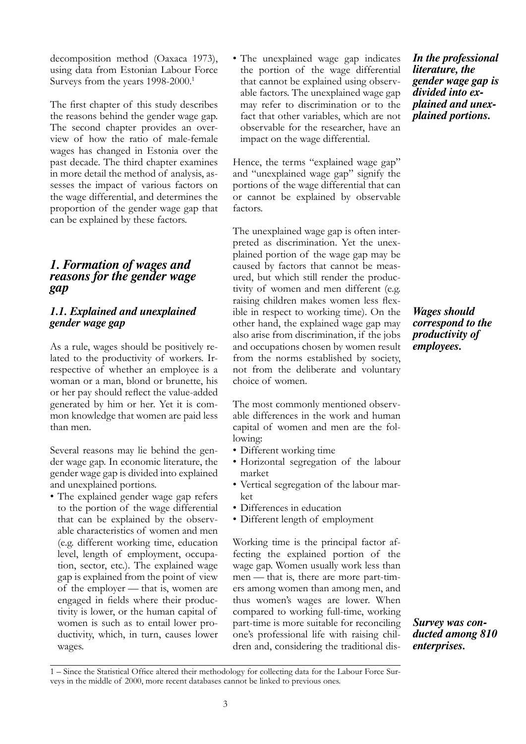decomposition method (Oaxaca 1973), using data from Estonian Labour Force Surveys from the years 1998-2000.[1]

The first chapter of this study describes the reasons behind the gender wage gap. The second chapter provides an overview of how the ratio of male-female wages has changed in Estonia over the past decade. The third chapter examines in more detail the method of analysis, assesses the impact of various factors on the wage differential, and determines the proportion of the gender wage gap that can be explained by these factors.

## 1. Formation of wages and reasons for the gender wage gap

### 1.1. Explained and unexplained gender wage gap

As a rule, wages should be positively related to the productivity of workers. Irrespective of whether an employee is a woman or a man, blond or brunette, his or her pay should reflect the value-added generated by him or her. Yet it is common knowledge that women are paid less than men.

Several reasons may lie behind the gender wage gap. In economic literature, the gender wage gap is divided into explained and unexplained portions.

- The explained gender wage gap refers to the portion of the wage differential that can be explained by the observable characteristics of women and men (e.g. different working time, education level, length of employment, occupation, sector, etc.). The explained wage gap is explained from the point of view of the employer — that is, women are engaged in fields where their productivity is lower, or the human capital of women is such as to entail lower productivity, which, in turn, causes lower wages.
- The unexplained wage gap indicates the portion of the wage differential that cannot be explained using observable factors. The unexplained wage gap may refer to discrimination or to the fact that other variables, which are not observable for the researcher, have an impact on the wage differential.

Hence, the terms "explained wage gap" and "unexplained wage gap" signify the portions of the wage differential that can or cannot be explained by observable factors.

The unexplained wage gap is often interpreted as discrimination. Yet the unexplained portion of the wage gap may be caused by factors that cannot be measured, but which still render the productivity of women and men different (e.g. raising children makes women less flexible in respect to working time). On the other hand, the explained wage gap may also arise from discrimination, if the jobs and occupations chosen by women result from the norms established by society, not from the deliberate and voluntary choice of women.

The most commonly mentioned observable differences in the work and human capital of women and men are the following:

- Different working time
- Horizontal segregation of the labour market
- Vertical segregation of the labour market
- Differences in education
- Different length of employment

Working time is the principal factor affecting the explained portion of the wage gap. Women usually work less than men — that is, there are more part-timers among women than among men, and thus women's wages are lower. When compared to working full-time, working part-time is more suitable for reconciling one's professional life with raising children and, considering the traditional dis-

***In the professional literature, the gender wage gap is divided into explained and unexplained portions.***

***Wages should correspond to the productivity of employees.***

***Survey was conducted among 810 enterprises.***

---

1 – Since the Statistical Office altered their methodology for collecting data for the Labour Force Surveys in the middle of 2000, more recent databases cannot be linked to previous ones.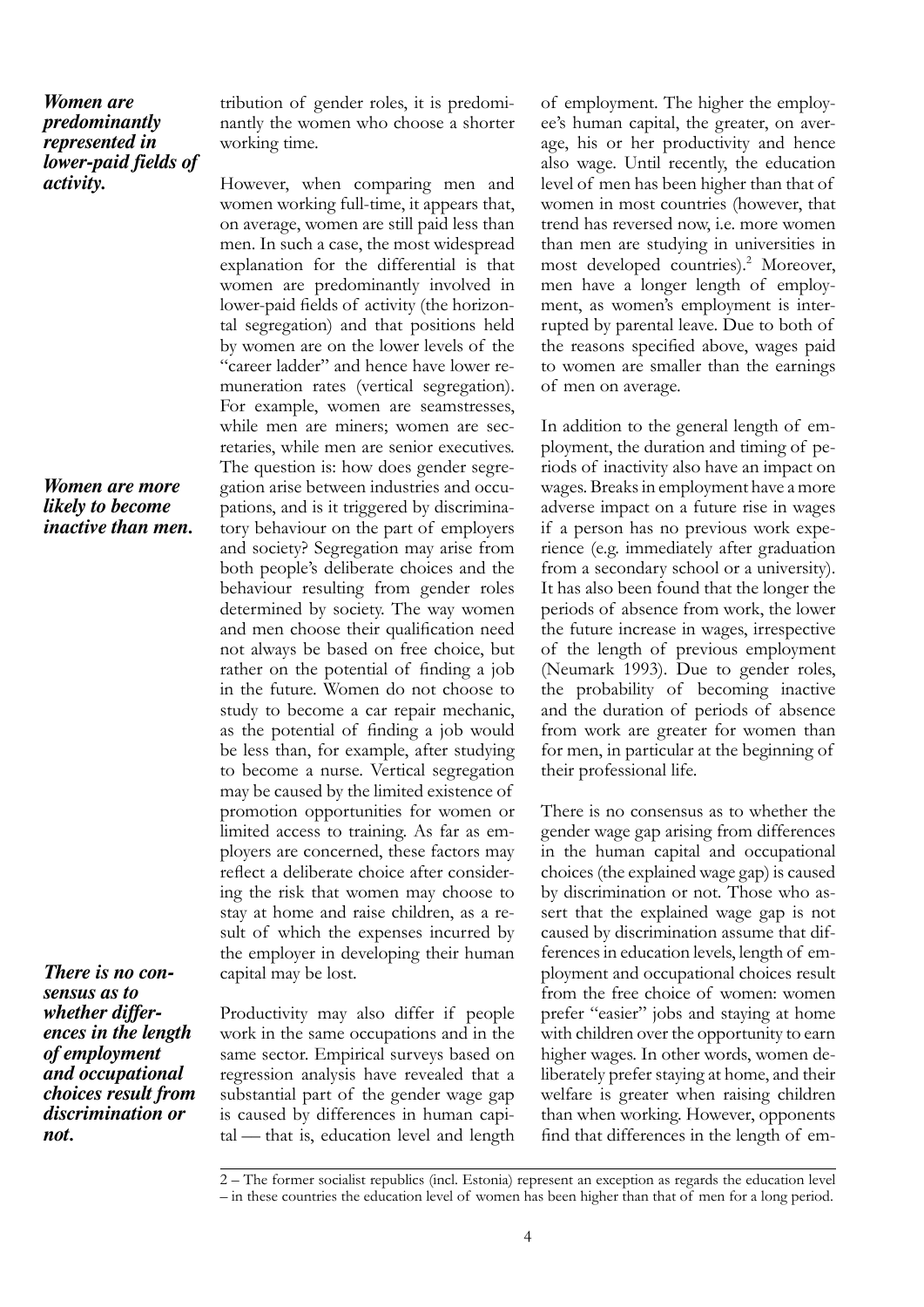*tribution* of gender roles, it is predominantly the women who choose a shorter working time.

***Women are predominantly represented in lower-paid fields of activity.***

However, when comparing men and women working full-time, it appears that, on average, women are still paid less than men. In such a case, the most widespread explanation for the differential is that women are predominantly involved in lower-paid fields of activity (the horizontal segregation) and that positions held by women are on the lower levels of the "career ladder" and hence have lower remuneration rates (vertical segregation). For example, women are seamstresses, while men are miners; women are secretaries, while men are senior executives. The question is: how does gender segregation arise between industries and occupations, and is it triggered by discriminatory behaviour on the part of employers and society? Segregation may arise from both people's deliberate choices and the behaviour resulting from gender roles determined by society. The way women and men choose their qualification need not always be based on free choice, but rather on the potential of finding a job in the future. Women do not choose to study to become a car repair mechanic, as the potential of finding a job would be less than, for example, after studying to become a nurse. Vertical segregation may be caused by the limited existence of promotion opportunities for women or limited access to training. As far as employers are concerned, these factors may reflect a deliberate choice after considering the risk that women may choose to stay at home and raise children, as a result of which the expenses incurred by the employer in developing their human capital may be lost.

Productivity may also differ if people work in the same occupations and in the same sector. Empirical surveys based on regression analysis have revealed that a substantial part of the gender wage gap is caused by differences in human capital — that is, education level and length of employment. The higher the employee's human capital, the greater, on average, his or her productivity and hence also wage. Until recently, the education level of men has been higher than that of women in most countries (however, that trend has reversed now, i.e. more women than men are studying in universities in most developed countries).[2] Moreover, men have a longer length of employment, as women's employment is interrupted by parental leave. Due to both of the reasons specified above, wages paid to women are smaller than the earnings of men on average.

***Women are more likely to become inactive than men.***

In addition to the general length of employment, the duration and timing of periods of inactivity also have an impact on wages. Breaks in employment have a more adverse impact on a future rise in wages if a person has no previous work experience (e.g. immediately after graduation from a secondary school or a university). It has also been found that the longer the periods of absence from work, the lower the future increase in wages, irrespective of the length of previous employment (Neumark 1993). Due to gender roles, the probability of becoming inactive and the duration of periods of absence from work are greater for women than for men, in particular at the beginning of their professional life.

***There is no consensus as to whether differences in the length of employment and occupational choices result from discrimination or not.***

There is no consensus as to whether the gender wage gap arising from differences in the human capital and occupational choices (the explained wage gap) is caused by discrimination or not. Those who assert that the explained wage gap is not caused by discrimination assume that differences in education levels, length of employment and occupational choices result from the free choice of women: women prefer "easier" jobs and staying at home with children over the opportunity to earn higher wages. In other words, women deliberately prefer staying at home, and their welfare is greater when raising children than when working. However, opponents find that differences in the length of em-

---

2 – The former socialist republics (incl. Estonia) represent an exception as regards the education level – in these countries the education level of women has been higher than that of men for a long period.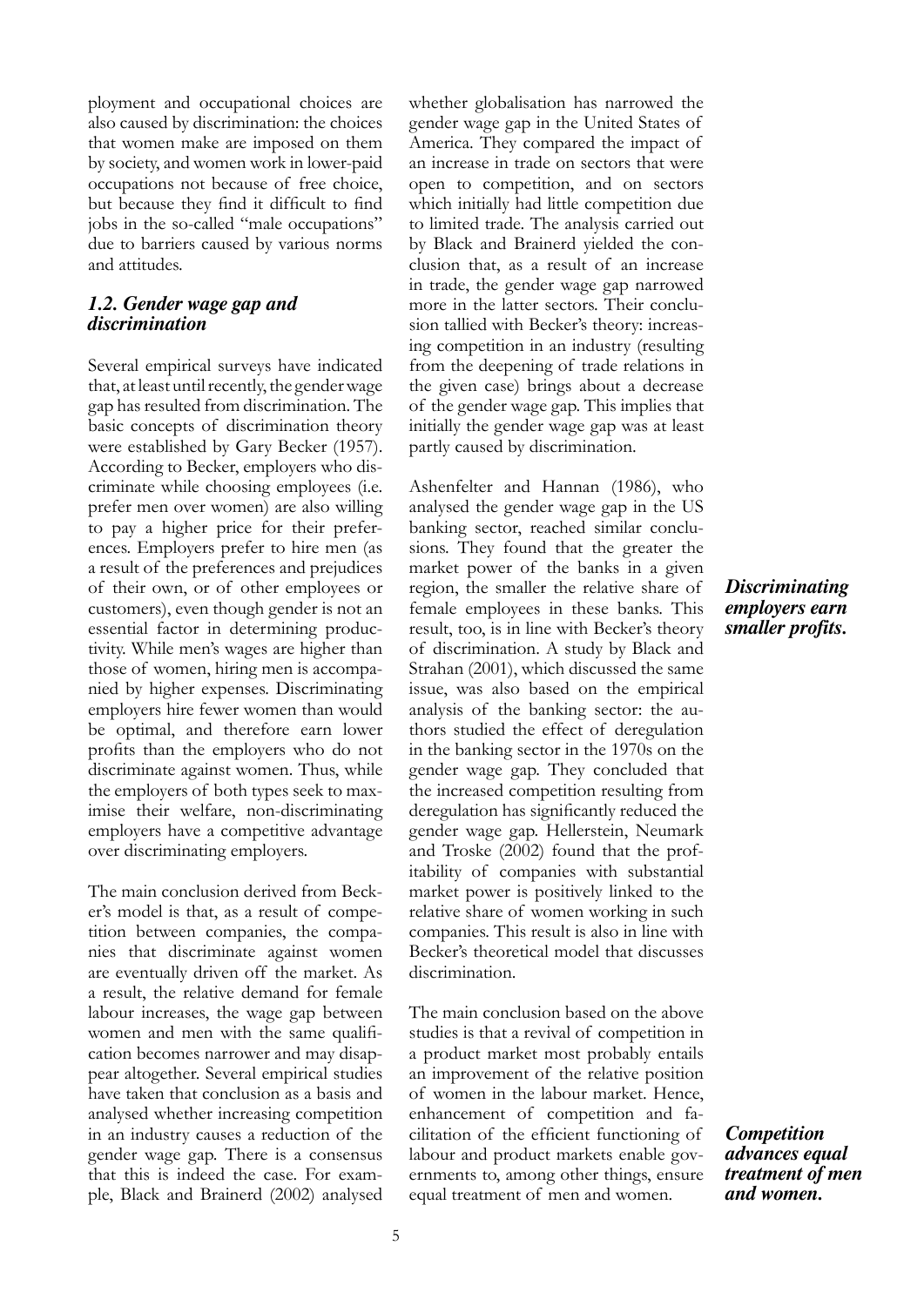ployment and occupational choices are also caused by discrimination: the choices that women make are imposed on them by society, and women work in lower-paid occupations not because of free choice, but because they find it difficult to find jobs in the so-called "male occupations" due to barriers caused by various norms and attitudes.

### *1.2. Gender wage gap and discrimination*

Several empirical surveys have indicated that, at least until recently, the gender wage gap has resulted from discrimination. The basic concepts of discrimination theory were established by Gary Becker (1957). According to Becker, employers who discriminate while choosing employees (i.e. prefer men over women) are also willing to pay a higher price for their preferences. Employers prefer to hire men (as a result of the preferences and prejudices of their own, or of other employees or customers), even though gender is not an essential factor in determining productivity. While men's wages are higher than those of women, hiring men is accompanied by higher expenses. Discriminating employers hire fewer women than would be optimal, and therefore earn lower profits than the employers who do not discriminate against women. Thus, while the employers of both types seek to maximise their welfare, non-discriminating employers have a competitive advantage over discriminating employers.

The main conclusion derived from Becker's model is that, as a result of competition between companies, the companies that discriminate against women are eventually driven off the market. As a result, the relative demand for female labour increases, the wage gap between women and men with the same qualification becomes narrower and may disappear altogether. Several empirical studies have taken that conclusion as a basis and analysed whether increasing competition in an industry causes a reduction of the gender wage gap. There is a consensus that this is indeed the case. For example, Black and Brainerd (2002) analysed whether globalisation has narrowed the gender wage gap in the United States of America. They compared the impact of an increase in trade on sectors that were open to competition, and on sectors which initially had little competition due to limited trade. The analysis carried out by Black and Brainerd yielded the conclusion that, as a result of an increase in trade, the gender wage gap narrowed more in the latter sectors. Their conclusion tallied with Becker's theory: increasing competition in an industry (resulting from the deepening of trade relations in the given case) brings about a decrease of the gender wage gap. This implies that initially the gender wage gap was at least partly caused by discrimination.

***Discriminating employers earn smaller profits.***

Ashenfelter and Hannan (1986), who analysed the gender wage gap in the US banking sector, reached similar conclusions. They found that the greater the market power of the banks in a given region, the smaller the relative share of female employees in these banks. This result, too, is in line with Becker's theory of discrimination. A study by Black and Strahan (2001), which discussed the same issue, was also based on the empirical analysis of the banking sector: the authors studied the effect of deregulation in the banking sector in the 1970s on the gender wage gap. They concluded that the increased competition resulting from deregulation has significantly reduced the gender wage gap. Hellerstein, Neumark and Troske (2002) found that the profitability of companies with substantial market power is positively linked to the relative share of women working in such companies. This result is also in line with Becker's theoretical model that discusses discrimination.

***Competition advances equal treatment of men and women.***

The main conclusion based on the above studies is that a revival of competition in a product market most probably entails an improvement of the relative position of women in the labour market. Hence, enhancement of competition and facilitation of the efficient functioning of labour and product markets enable governments to, among other things, ensure equal treatment of men and women.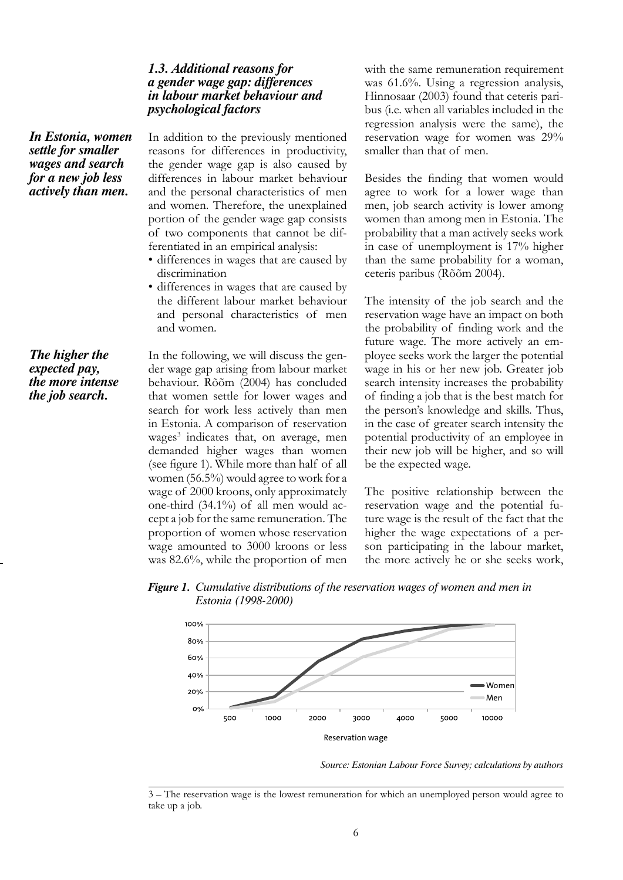### 1.3. Additional reasons for a gender wage gap: differences in labour market behaviour and psychological factors

***In Estonia, women settle for smaller wages and search for a new job less actively than men.***

In addition to the previously mentioned reasons for differences in productivity, the gender wage gap is also caused by differences in labour market behaviour and the personal characteristics of men and women. Therefore, the unexplained portion of the gender wage gap consists of two components that cannot be differentiated in an empirical analysis:

- differences in wages that are caused by discrimination
- differences in wages that are caused by the different labour market behaviour and personal characteristics of men and women.

***The higher the expected pay, the more intense the job search.***

In the following, we will discuss the gender wage gap arising from labour market behaviour. Rõõm (2004) has concluded that women settle for lower wages and search for work less actively than men in Estonia. A comparison of reservation wages[3] indicates that, on average, men demanded higher wages than women (see figure 1). While more than half of all women (56.5%) would agree to work for a wage of 2000 kroons, only approximately one-third (34.1%) of all men would accept a job for the same remuneration. The proportion of women whose reservation wage amounted to 3000 kroons or less was 82.6%, while the proportion of men with the same remuneration requirement was 61.6%. Using a regression analysis, Hinnosaar (2003) found that ceteris paribus (i.e. when all variables included in the regression analysis were the same), the reservation wage for women was 29% smaller than that of men.

Besides the finding that women would agree to work for a lower wage than men, job search activity is lower among women than among men in Estonia. The probability that a man actively seeks work in case of unemployment is 17% higher than the same probability for a woman, ceteris paribus (Rõõm 2004).

The intensity of the job search and the reservation wage have an impact on both the probability of finding work and the future wage. The more actively an employee seeks work the larger the potential wage in his or her new job. Greater job search intensity increases the probability of finding a job that is the best match for the person's knowledge and skills. Thus, in the case of greater search intensity the potential productivity of an employee in their new job will be higher, and so will be the expected wage.

The positive relationship between the reservation wage and the potential future wage is the result of the fact that the higher the wage expectations of a person participating in the labour market, the more actively he or she seeks work,

***Figure 1.*** *Cumulative distributions of the reservation wages of women and men in Estonia (1998-2000)*

*Source: Estonian Labour Force Survey; calculations by authors*

---

3 – The reservation wage is the lowest remuneration for which an unemployed person would agree to take up a job.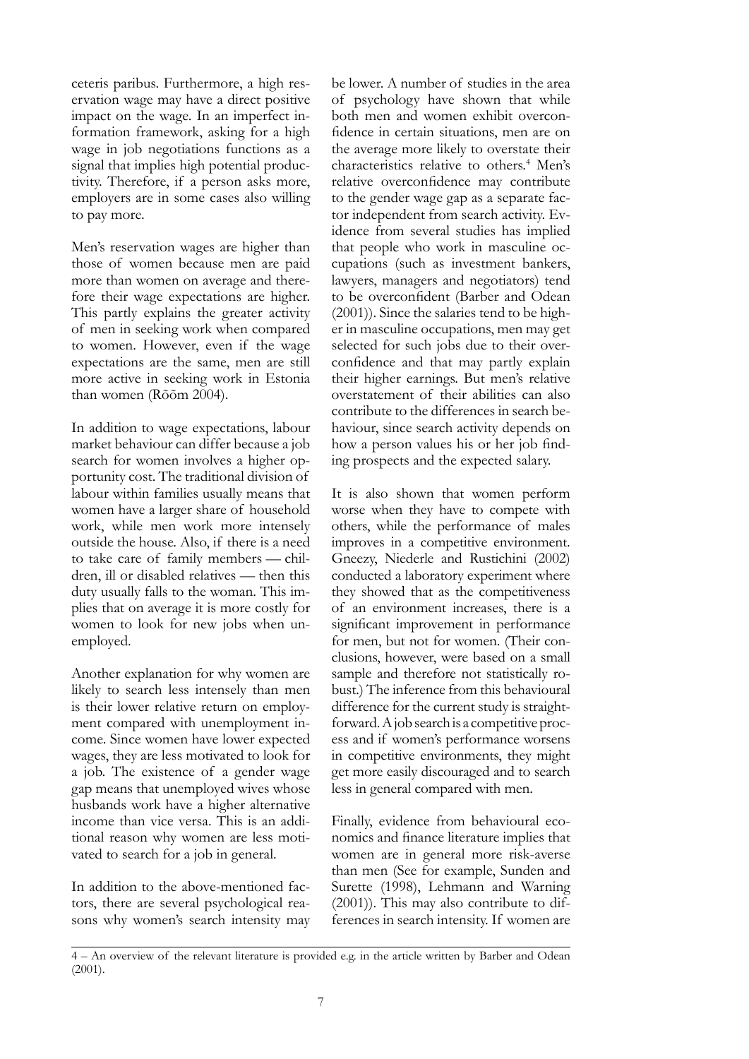ceteris paribus. Furthermore, a high reservation wage may have a direct positive impact on the wage. In an imperfect information framework, asking for a high wage in job negotiations functions as a signal that implies high potential productivity. Therefore, if a person asks more, employers are in some cases also willing to pay more.

Men's reservation wages are higher than those of women because men are paid more than women on average and therefore their wage expectations are higher. This partly explains the greater activity of men in seeking work when compared to women. However, even if the wage expectations are the same, men are still more active in seeking work in Estonia than women (Rõõm 2004).

In addition to wage expectations, labour market behaviour can differ because a job search for women involves a higher opportunity cost. The traditional division of labour within families usually means that women have a larger share of household work, while men work more intensely outside the house. Also, if there is a need to take care of family members — children, ill or disabled relatives — then this duty usually falls to the woman. This implies that on average it is more costly for women to look for new jobs when unemployed.

Another explanation for why women are likely to search less intensely than men is their lower relative return on employment compared with unemployment income. Since women have lower expected wages, they are less motivated to look for a job. The existence of a gender wage gap means that unemployed wives whose husbands work have a higher alternative income than vice versa. This is an additional reason why women are less motivated to search for a job in general.

In addition to the above-mentioned factors, there are several psychological reasons why women's search intensity may be lower. A number of studies in the area of psychology have shown that while both men and women exhibit overconfidence in certain situations, men are on the average more likely to overstate their characteristics relative to others.[4] Men's relative overconfidence may contribute to the gender wage gap as a separate factor independent from search activity. Evidence from several studies has implied that people who work in masculine occupations (such as investment bankers, lawyers, managers and negotiators) tend to be overconfident (Barber and Odean (2001)). Since the salaries tend to be higher in masculine occupations, men may get selected for such jobs due to their overconfidence and that may partly explain their higher earnings. But men's relative overstatement of their abilities can also contribute to the differences in search behaviour, since search activity depends on how a person values his or her job finding prospects and the expected salary.

It is also shown that women perform worse when they have to compete with others, while the performance of males improves in a competitive environment. Gneezy, Niederle and Rustichini (2002) conducted a laboratory experiment where they showed that as the competitiveness of an environment increases, there is a significant improvement in performance for men, but not for women. (Their conclusions, however, were based on a small sample and therefore not statistically robust.) The inference from this behavioural difference for the current study is straightforward. A job search is a competitive process and if women's performance worsens in competitive environments, they might get more easily discouraged and to search less in general compared with men.

Finally, evidence from behavioural economics and finance literature implies that women are in general more risk-averse than men (See for example, Sunden and Surette (1998), Lehmann and Warning (2001)). This may also contribute to differences in search intensity. If women are

---

4 – An overview of the relevant literature is provided e.g. in the article written by Barber and Odean (2001).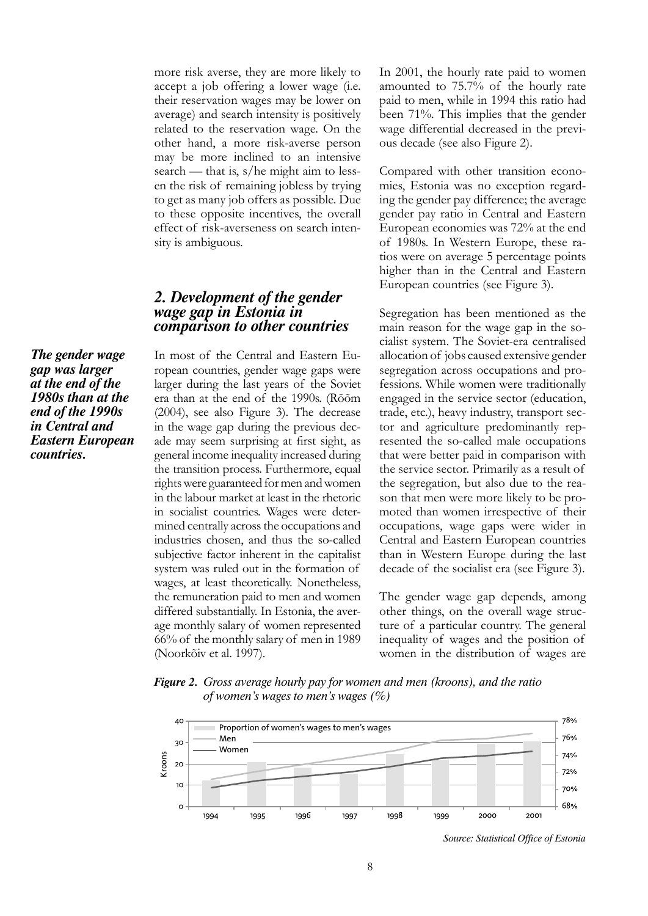more risk averse, they are more likely to accept a job offering a lower wage (i.e. their reservation wages may be lower on average) and search intensity is positively related to the reservation wage. On the other hand, a more risk-averse person may be more inclined to an intensive search — that is, s/he might aim to lessen the risk of remaining jobless by trying to get as many job offers as possible. Due to these opposite incentives, the overall effect of risk-averseness on search intensity is ambiguous.

## 2. Development of the gender wage gap in Estonia in comparison to other countries

***The gender wage gap was larger at the end of the 1980s than at the end of the 1990s in Central and Eastern European countries.***

In most of the Central and Eastern European countries, gender wage gaps were larger during the last years of the Soviet era than at the end of the 1990s. (Rõõm (2004), see also Figure 3). The decrease in the wage gap during the previous decade may seem surprising at first sight, as general income inequality increased during the transition process. Furthermore, equal rights were guaranteed for men and women in the labour market at least in the rhetoric in socialist countries. Wages were determined centrally across the occupations and industries chosen, and thus the so-called subjective factor inherent in the capitalist system was ruled out in the formation of wages, at least theoretically. Nonetheless, the remuneration paid to men and women differed substantially. In Estonia, the average monthly salary of women represented 66% of the monthly salary of men in 1989 (Noorkõiv et al. 1997).

In 2001, the hourly rate paid to women amounted to 75.7% of the hourly rate paid to men, while in 1994 this ratio had been 71%. This implies that the gender wage differential decreased in the previous decade (see also Figure 2).

Compared with other transition economies, Estonia was no exception regarding the gender pay difference; the average gender pay ratio in Central and Eastern European economies was 72% at the end of 1980s. In Western Europe, these ratios were on average 5 percentage points higher than in the Central and Eastern European countries (see Figure 3).

Segregation has been mentioned as the main reason for the wage gap in the socialist system. The Soviet-era centralised allocation of jobs caused extensive gender segregation across occupations and professions. While women were traditionally engaged in the service sector (education, trade, etc.), heavy industry, transport sector and agriculture predominantly represented the so-called male occupations that were better paid in comparison with the service sector. Primarily as a result of the segregation, but also due to the reason that men were more likely to be promoted than women irrespective of their occupations, wage gaps were wider in Central and Eastern European countries than in Western Europe during the last decade of the socialist era (see Figure 3).

The gender wage gap depends, among other things, on the overall wage structure of a particular country. The general inequality of wages and the position of women in the distribution of wages are

***Figure 2.*** *Gross average hourly pay for women and men (kroons), and the ratio of women's wages to men's wages (%)*

*Source: Statistical Office of Estonia*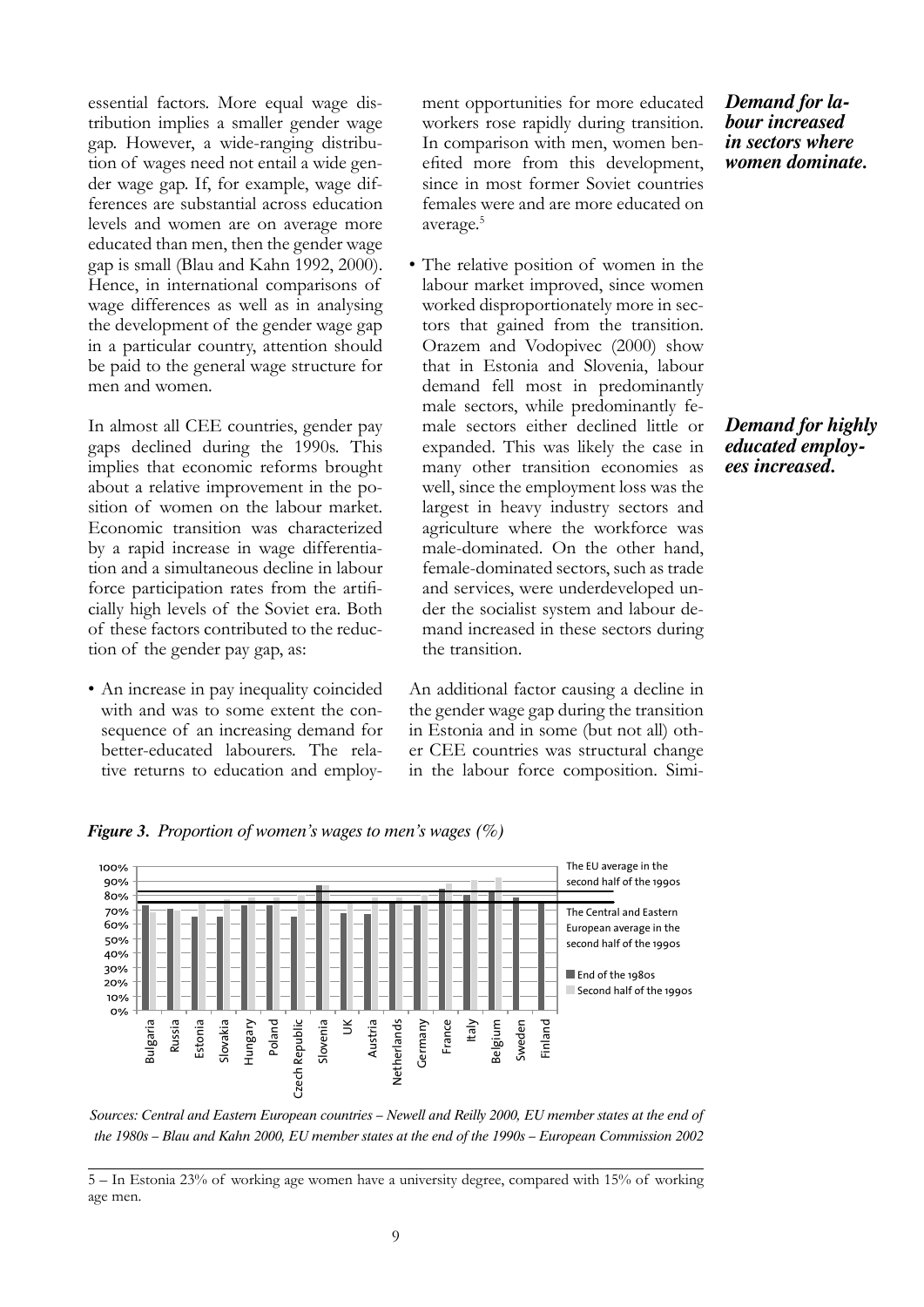essential factors. More equal wage distribution implies a smaller gender wage gap. However, a wide-ranging distribution of wages need not entail a wide gender wage gap. If, for example, wage differences are substantial across education levels and women are on average more educated than men, then the gender wage gap is small (Blau and Kahn 1992, 2000). Hence, in international comparisons of wage differences as well as in analysing the development of the gender wage gap in a particular country, attention should be paid to the general wage structure for men and women.

In almost all CEE countries, gender pay gaps declined during the 1990s. This implies that economic reforms brought about a relative improvement in the position of women on the labour market. Economic transition was characterized by a rapid increase in wage differentiation and a simultaneous decline in labour force participation rates from the artificially high levels of the Soviet era. Both of these factors contributed to the reduction of the gender pay gap, as:

- An increase in pay inequality coincided with and was to some extent the consequence of an increasing demand for better-educated labourers. The relative returns to education and employment opportunities for more educated workers rose rapidly during transition. In comparison with men, women benefited more from this development, since in most former Soviet countries females were and are more educated on average.[5]

- The relative position of women in the labour market improved, since women worked disproportionately more in sectors that gained from the transition. Orazem and Vodopivec (2000) show that in Estonia and Slovenia, labour demand fell most in predominantly male sectors, while predominantly female sectors either declined little or expanded. This was likely the case in many other transition economies as well, since the employment loss was the largest in heavy industry sectors and agriculture where the workforce was male-dominated. On the other hand, female-dominated sectors, such as trade and services, were underdeveloped under the socialist system and labour demand increased in these sectors during the transition.

***Demand for labour increased in sectors where women dominate.***

***Demand for highly educated employees increased.***

An additional factor causing a decline in the gender wage gap during the transition in Estonia and in some (but not all) other CEE countries was structural change in the labour force composition. Simi-

***Figure 3.*** *Proportion of women's wages to men's wages (%)*

*Sources: Central and Eastern European countries – Newell and Reilly 2000, EU member states at the end of the 1980s – Blau and Kahn 2000, EU member states at the end of the 1990s – European Commission 2002*

5 – In Estonia 23% of working age women have a university degree, compared with 15% of working age men.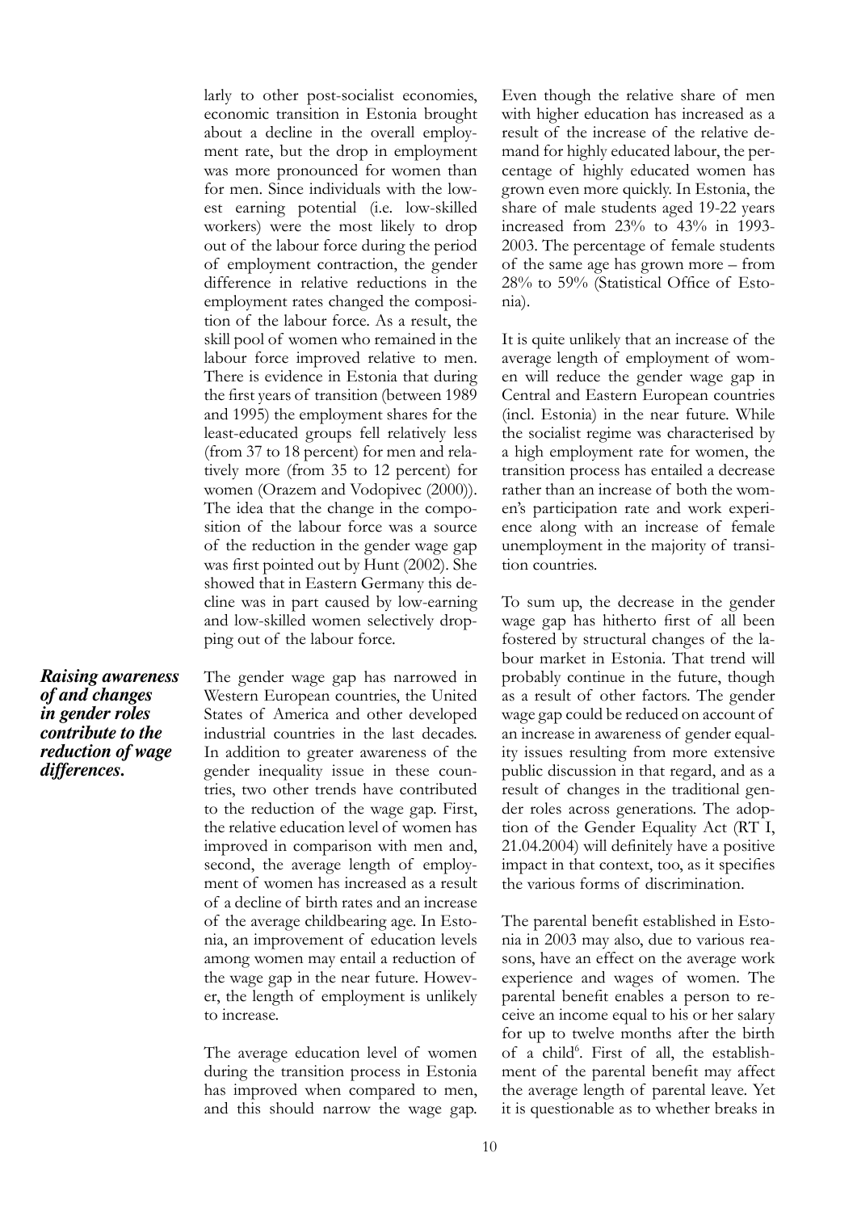larly to other post-socialist economies, economic transition in Estonia brought about a decline in the overall employment rate, but the drop in employment was more pronounced for women than for men. Since individuals with the lowest earning potential (i.e. low-skilled workers) were the most likely to drop out of the labour force during the period of employment contraction, the gender difference in relative reductions in the employment rates changed the composition of the labour force. As a result, the skill pool of women who remained in the labour force improved relative to men. There is evidence in Estonia that during the first years of transition (between 1989 and 1995) the employment shares for the least-educated groups fell relatively less (from 37 to 18 percent) for men and relatively more (from 35 to 12 percent) for women (Orazem and Vodopivec (2000)). The idea that the change in the composition of the labour force was a source of the reduction in the gender wage gap was first pointed out by Hunt (2002). She showed that in Eastern Germany this decline was in part caused by low-earning and low-skilled women selectively dropping out of the labour force.

***Raising awareness of and changes in gender roles contribute to the reduction of wage differences.***

The gender wage gap has narrowed in Western European countries, the United States of America and other developed industrial countries in the last decades. In addition to greater awareness of the gender inequality issue in these countries, two other trends have contributed to the reduction of the wage gap. First, the relative education level of women has improved in comparison with men and, second, the average length of employment of women has increased as a result of a decline of birth rates and an increase of the average childbearing age. In Estonia, an improvement of education levels among women may entail a reduction of the wage gap in the near future. However, the length of employment is unlikely to increase.

The average education level of women during the transition process in Estonia has improved when compared to men, and this should narrow the wage gap. Even though the relative share of men with higher education has increased as a result of the increase of the relative demand for highly educated labour, the percentage of highly educated women has grown even more quickly. In Estonia, the share of male students aged 19-22 years increased from 23% to 43% in 1993-2003. The percentage of female students of the same age has grown more – from 28% to 59% (Statistical Office of Estonia).

It is quite unlikely that an increase of the average length of employment of women will reduce the gender wage gap in Central and Eastern European countries (incl. Estonia) in the near future. While the socialist regime was characterised by a high employment rate for women, the transition process has entailed a decrease rather than an increase of both the women's participation rate and work experience along with an increase of female unemployment in the majority of transition countries.

To sum up, the decrease in the gender wage gap has hitherto first of all been fostered by structural changes of the labour market in Estonia. That trend will probably continue in the future, though as a result of other factors. The gender wage gap could be reduced on account of an increase in awareness of gender equality issues resulting from more extensive public discussion in that regard, and as a result of changes in the traditional gender roles across generations. The adoption of the Gender Equality Act (RT I, 21.04.2004) will definitely have a positive impact in that context, too, as it specifies the various forms of discrimination.

The parental benefit established in Estonia in 2003 may also, due to various reasons, have an effect on the average work experience and wages of women. The parental benefit enables a person to receive an income equal to his or her salary for up to twelve months after the birth of a child[6]. First of all, the establishment of the parental benefit may affect the average length of parental leave. Yet it is questionable as to whether breaks in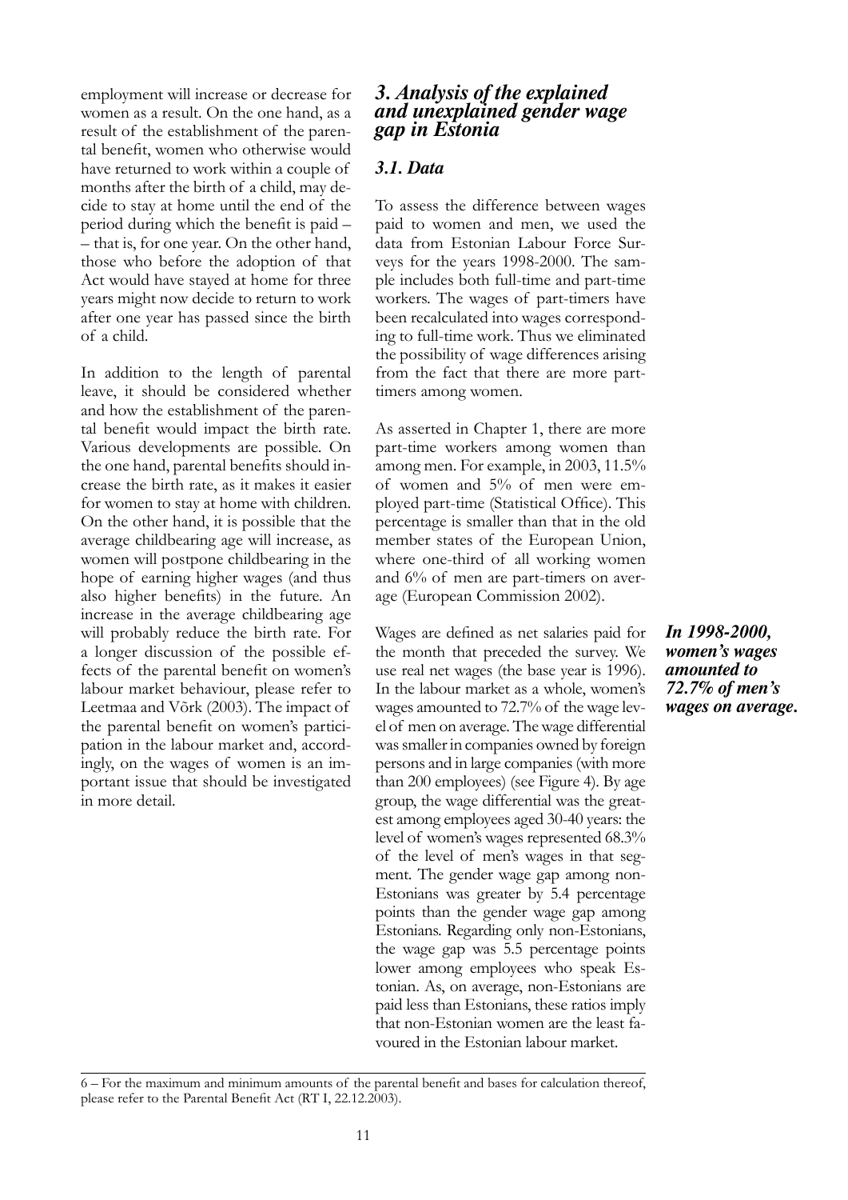employment will increase or decrease for women as a result. On the one hand, as a result of the establishment of the parental benefit, women who otherwise would have returned to work within a couple of months after the birth of a child, may decide to stay at home until the end of the period during which the benefit is paid – – that is, for one year. On the other hand, those who before the adoption of that Act would have stayed at home for three years might now decide to return to work after one year has passed since the birth of a child.

In addition to the length of parental leave, it should be considered whether and how the establishment of the parental benefit would impact the birth rate. Various developments are possible. On the one hand, parental benefits should increase the birth rate, as it makes it easier for women to stay at home with children. On the other hand, it is possible that the average childbearing age will increase, as women will postpone childbearing in the hope of earning higher wages (and thus also higher benefits) in the future. An increase in the average childbearing age will probably reduce the birth rate. For a longer discussion of the possible effects of the parental benefit on women's labour market behaviour, please refer to Leetmaa and Võrk (2003). The impact of the parental benefit on women's participation in the labour market and, accordingly, on the wages of women is an important issue that should be investigated in more detail.

## *3. Analysis of the explained and unexplained gender wage gap in Estonia*

### *3.1. Data*

To assess the difference between wages paid to women and men, we used the data from Estonian Labour Force Surveys for the years 1998-2000. The sample includes both full-time and part-time workers. The wages of part-timers have been recalculated into wages corresponding to full-time work. Thus we eliminated the possibility of wage differences arising from the fact that there are more part-timers among women.

As asserted in Chapter 1, there are more part-time workers among women than among men. For example, in 2003, 11.5% of women and 5% of men were employed part-time (Statistical Office). This percentage is smaller than that in the old member states of the European Union, where one-third of all working women and 6% of men are part-timers on average (European Commission 2002).

Wages are defined as net salaries paid for the month that preceded the survey. We use real net wages (the base year is 1996). In the labour market as a whole, women's wages amounted to 72.7% of the wage level of men on average. The wage differential was smaller in companies owned by foreign persons and in large companies (with more than 200 employees) (see Figure 4). By age group, the wage differential was the greatest among employees aged 30-40 years: the level of women's wages represented 68.3% of the level of men's wages in that segment. The gender wage gap among non-Estonians was greater by 5.4 percentage points than the gender wage gap among Estonians. Regarding only non-Estonians, the wage gap was 5.5 percentage points lower among employees who speak Estonian. As, on average, non-Estonians are paid less than Estonians, these ratios imply that non-Estonian women are the least favoured in the Estonian labour market.

***In 1998-2000, women's wages amounted to 72.7% of men's wages on average.***

6 – For the maximum and minimum amounts of the parental benefit and bases for calculation thereof, please refer to the Parental Benefit Act (RT I, 22.12.2003).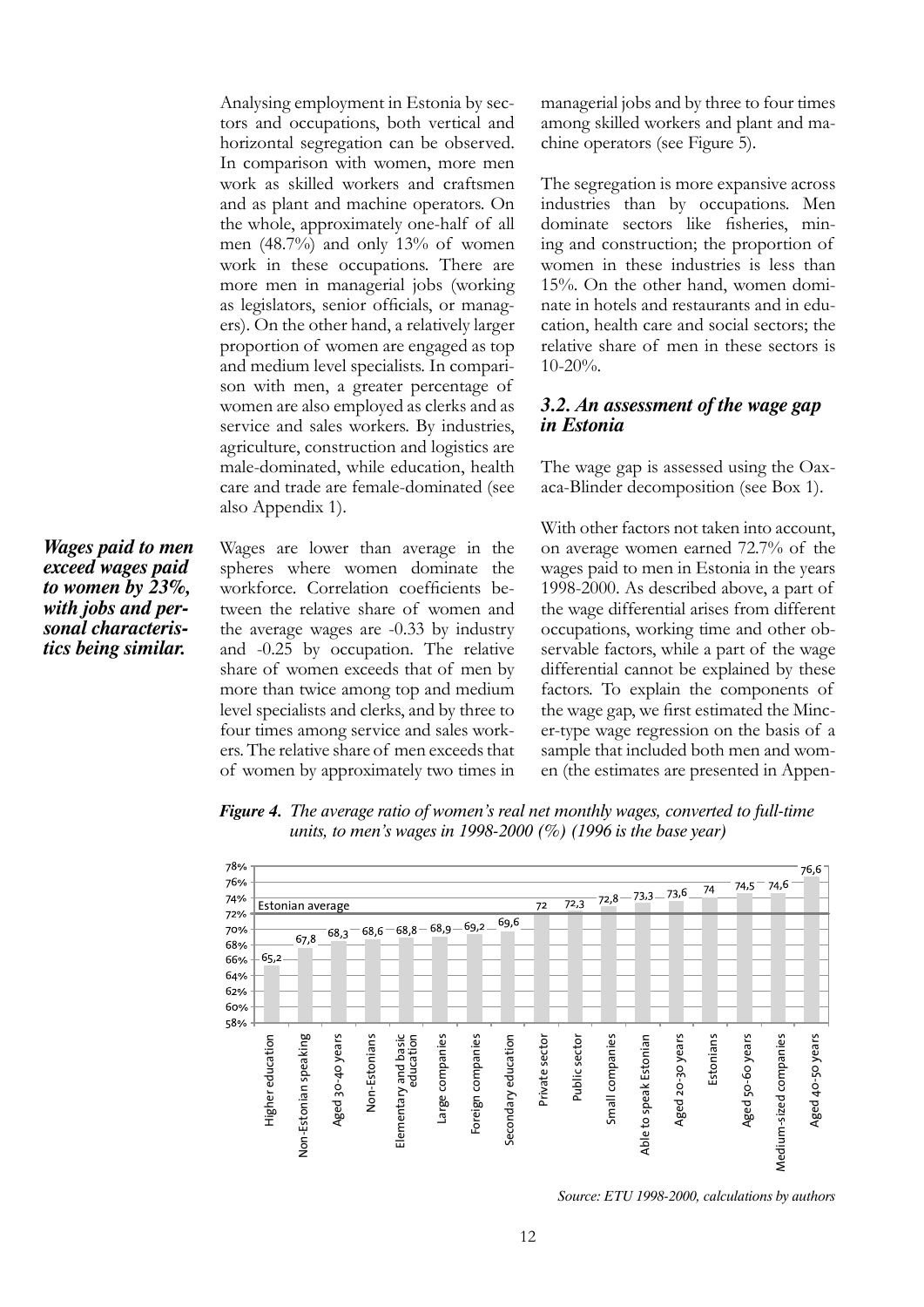Analysing employment in Estonia by sectors and occupations, both vertical and horizontal segregation can be observed. In comparison with women, more men work as skilled workers and craftsmen and as plant and machine operators. On the whole, approximately one-half of all men (48.7%) and only 13% of women work in these occupations. There are more men in managerial jobs (working as legislators, senior officials, or managers). On the other hand, a relatively larger proportion of women are engaged as top and medium level specialists. In comparison with men, a greater percentage of women are also employed as clerks and as service and sales workers. By industries, agriculture, construction and logistics are male-dominated, while education, health care and trade are female-dominated (see also Appendix 1).

***Wages paid to men exceed wages paid to women by 23%, with jobs and personal characteristics being similar.***

Wages are lower than average in the spheres where women dominate the workforce. Correlation coefficients between the relative share of women and the average wages are -0.33 by industry and -0.25 by occupation. The relative share of women exceeds that of men by more than twice among top and medium level specialists and clerks, and by three to four times among service and sales workers. The relative share of men exceeds that of women by approximately two times in managerial jobs and by three to four times among skilled workers and plant and machine operators (see Figure 5).

The segregation is more expansive across industries than by occupations. Men dominate sectors like fisheries, mining and construction; the proportion of women in these industries is less than 15%. On the other hand, women dominate in hotels and restaurants and in education, health care and social sectors; the relative share of men in these sectors is 10-20%.

### *3.2. An assessment of the wage gap in Estonia*

The wage gap is assessed using the Oaxaca-Blinder decomposition (see Box 1).

With other factors not taken into account, on average women earned 72.7% of the wages paid to men in Estonia in the years 1998-2000. As described above, a part of the wage differential arises from different occupations, working time and other observable factors, while a part of the wage differential cannot be explained by these factors. To explain the components of the wage gap, we first estimated the Mincer-type wage regression on the basis of a sample that included both men and women (the estimates are presented in Appen-

***Figure 4.*** *The average ratio of women's real net monthly wages, converted to full-time units, to men's wages in 1998-2000 (%) (1996 is the base year)*

| Category | % |
|---|---|
| Higher education | 65,2 |
| Non-Estonian speaking | 67,8 |
| Aged 30-40 years | 68,3 |
| Non-Estonians | 68,6 |
| Elementary and basic education | 68,8 |
| Large companies | 68,9 |
| Foreign companies | 69,2 |
| Secondary education | 69,6 |
| Private sector | 72 |
| Public sector | 72,3 |
| Small companies | 72,8 |
| Able to speak Estonian | 73,3 |
| Aged 20-30 years | 73,6 |
| Estonians | 74 |
| Aged 50-60 years | 74,5 |
| Medium-sized companies | 74,6 |
| Aged 40-50 years | 76,6 |

*Source: ETU 1998-2000, calculations by authors*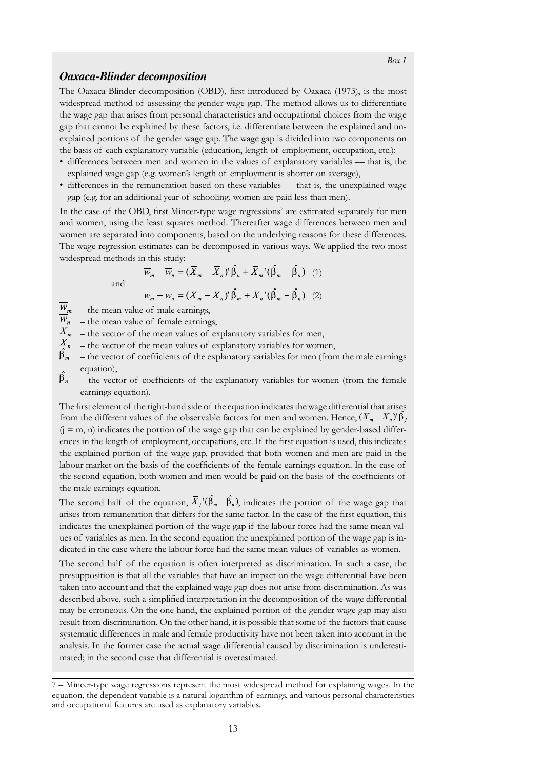Box 1

## *Oaxaca-Blinder decomposition*

The Oaxaca-Blinder decomposition (OBD), first introduced by Oaxaca (1973), is the most widespread method of assessing the gender wage gap. The method allows us to differentiate the wage gap that arises from personal characteristics and occupational choices from the wage gap that cannot be explained by these factors, i.e. differentiate between the explained and unexplained portions of the gender wage gap. The wage gap is divided into two components on the basis of each explanatory variable (education, length of employment, occupation, etc.):

- differences between men and women in the values of explanatory variables — that is, the explained wage gap (e.g. women's length of employment is shorter on average),
- differences in the remuneration based on these variables — that is, the unexplained wage gap (e.g. for an additional year of schooling, women are paid less than men).

In the case of the OBD, first Mincer-type wage regressions[7] are estimated separately for men and women, using the least squares method. Thereafter wage differences between men and women are separated into components, based on the underlying reasons for these differences. The wage regression estimates can be decomposed in various ways. We applied the two most widespread methods in this study:

$$\overline{w}_m - \overline{w}_n = (\overline{X}_m - \overline{X}_n)'\hat{\beta}_n + \overline{X}_m'(\hat{\beta}_m - \hat{\beta}_n) \quad (1)$$

and

$$\overline{w}_m - \overline{w}_n = (\overline{X}_m - \overline{X}_n)'\hat{\beta}_m + \overline{X}_n'(\hat{\beta}_m - \hat{\beta}_n) \quad (2)$$

$\overline{w}_m$ – the mean value of male earnings,
$\overline{w}_n$ – the mean value of female earnings,
$X_m$ – the vector of the mean values of explanatory variables for men,
$X_n$ – the vector of the mean values of explanatory variables for women,
$\hat{\beta}_m$ – the vector of coefficients of the explanatory variables for men (from the male earnings equation),
$\hat{\beta}_n$ – the vector of coefficients of the explanatory variables for women (from the female earnings equation).

The first element of the right-hand side of the equation indicates the wage differential that arises from the different values of the observable factors for men and women. Hence, $(\overline{X}_m - \overline{X}_n)'\hat{\beta}_j$ (j = m, n) indicates the portion of the wage gap that can be explained by gender-based differences in the length of employment, occupations, etc. If the first equation is used, this indicates the explained portion of the wage gap, provided that both women and men are paid in the labour market on the basis of the coefficients of the female earnings equation. In the case of the second equation, both women and men would be paid on the basis of the coefficients of the male earnings equation.

The second half of the equation, $\overline{X}_j'(\hat{\beta}_m - \hat{\beta}_n)$, indicates the portion of the wage gap that arises from remuneration that differs for the same factor. In the case of the first equation, this indicates the unexplained portion of the wage gap if the labour force had the same mean values of variables as men. In the second equation the unexplained portion of the wage gap is indicated in the case where the labour force had the same mean values of variables as women.

The second half of the equation is often interpreted as discrimination. In such a case, the presupposition is that all the variables that have an impact on the wage differential have been taken into account and that the explained wage gap does not arise from discrimination. As was described above, such a simplified interpretation in the decomposition of the wage differential may be erroneous. On the one hand, the explained portion of the gender wage gap may also result from discrimination. On the other hand, it is possible that some of the factors that cause systematic differences in male and female productivity have not been taken into account in the analysis. In the former case the actual wage differential caused by discrimination is underestimated; in the second case that differential is overestimated.

---

7 – Mincer-type wage regressions represent the most widespread method for explaining wages. In the equation, the dependent variable is a natural logarithm of earnings, and various personal characteristics and occupational features are used as explanatory variables.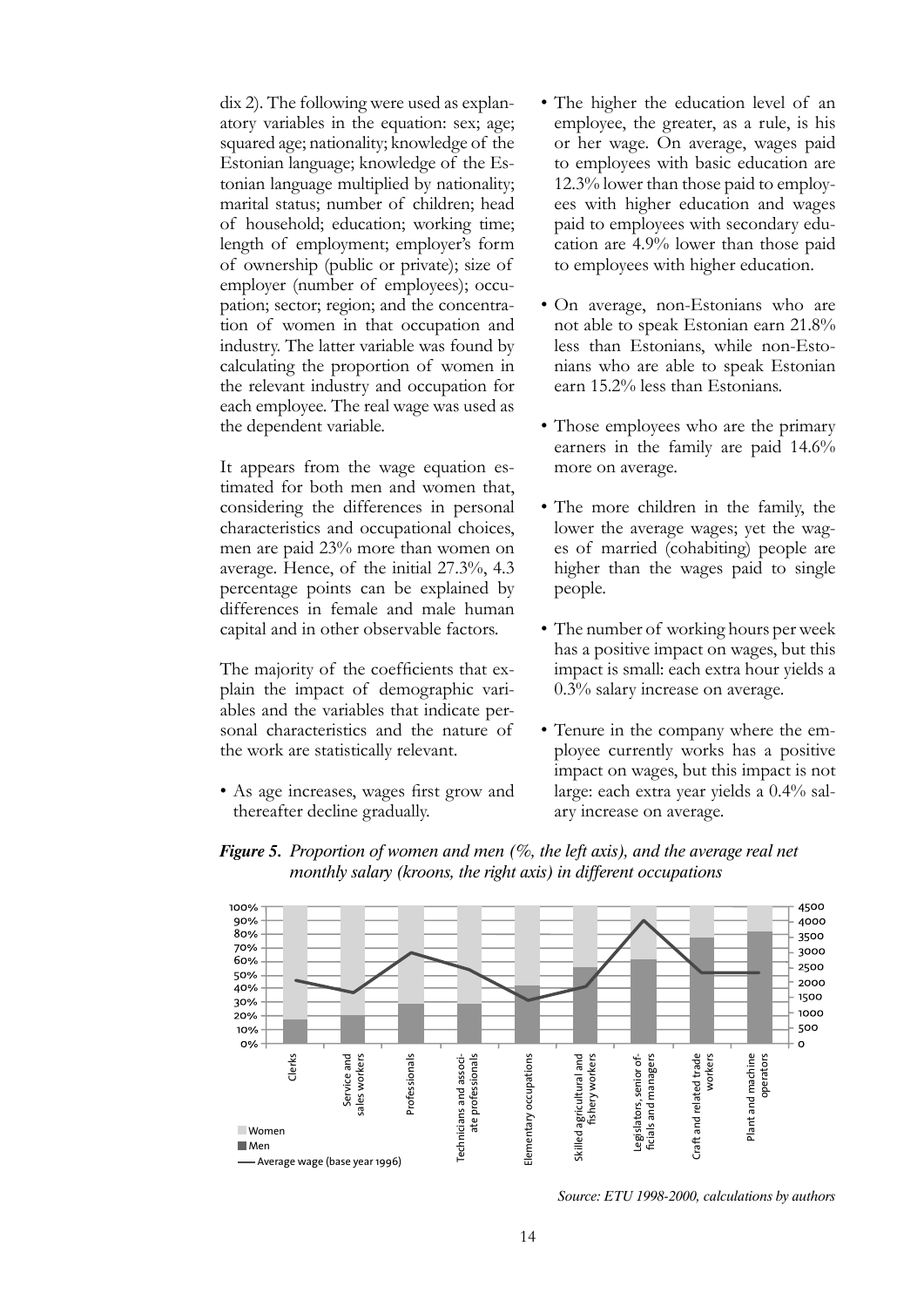dix 2). The following were used as explanatory variables in the equation: sex; age; squared age; nationality; knowledge of the Estonian language; knowledge of the Estonian language multiplied by nationality; marital status; number of children; head of household; education; working time; length of employment; employer's form of ownership (public or private); size of employer (number of employees); occupation; sector; region; and the concentration of women in that occupation and industry. The latter variable was found by calculating the proportion of women in the relevant industry and occupation for each employee. The real wage was used as the dependent variable.

It appears from the wage equation estimated for both men and women that, considering the differences in personal characteristics and occupational choices, men are paid 23% more than women on average. Hence, of the initial 27.3%, 4.3 percentage points can be explained by differences in female and male human capital and in other observable factors.

The majority of the coefficients that explain the impact of demographic variables and the variables that indicate personal characteristics and the nature of the work are statistically relevant.

- As age increases, wages first grow and thereafter decline gradually.
- The higher the education level of an employee, the greater, as a rule, is his or her wage. On average, wages paid to employees with basic education are 12.3% lower than those paid to employees with higher education and wages paid to employees with secondary education are 4.9% lower than those paid to employees with higher education.
- On average, non-Estonians who are not able to speak Estonian earn 21.8% less than Estonians, while non-Estonians who are able to speak Estonian earn 15.2% less than Estonians.
- Those employees who are the primary earners in the family are paid 14.6% more on average.
- The more children in the family, the lower the average wages; yet the wages of married (cohabiting) people are higher than the wages paid to single people.
- The number of working hours per week has a positive impact on wages, but this impact is small: each extra hour yields a 0.3% salary increase on average.
- Tenure in the company where the employee currently works has a positive impact on wages, but this impact is not large: each extra year yields a 0.4% salary increase on average.

***Figure 5.*** *Proportion of women and men (%, the left axis), and the average real net monthly salary (kroons, the right axis) in different occupations*

*Source: ETU 1998-2000, calculations by authors*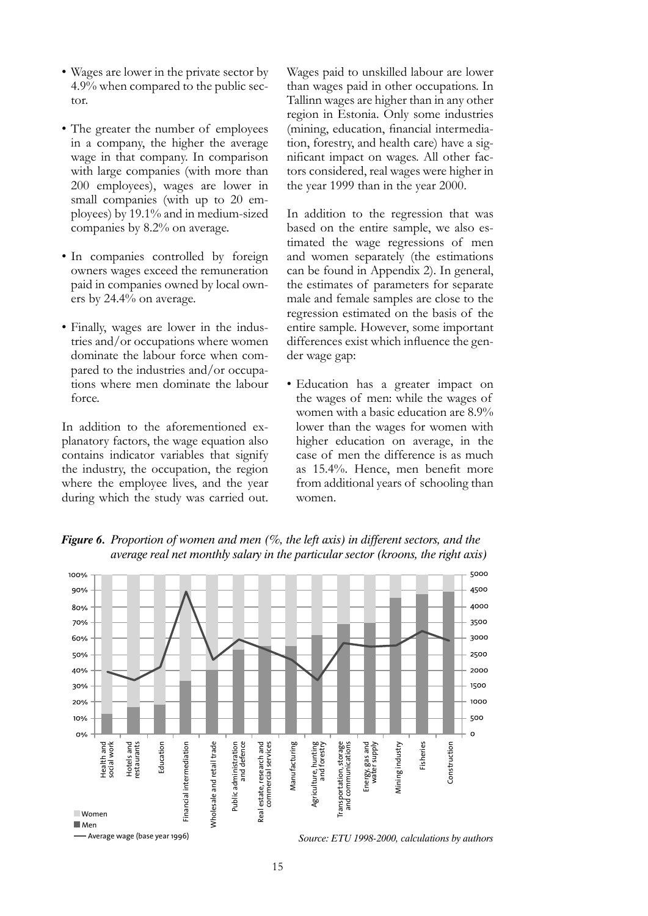- Wages are lower in the private sector by 4.9% when compared to the public sector.
- The greater the number of employees in a company, the higher the average wage in that company. In comparison with large companies (with more than 200 employees), wages are lower in small companies (with up to 20 employees) by 19.1% and in medium-sized companies by 8.2% on average.
- In companies controlled by foreign owners wages exceed the remuneration paid in companies owned by local owners by 24.4% on average.
- Finally, wages are lower in the industries and/or occupations where women dominate the labour force when compared to the industries and/or occupations where men dominate the labour force.

In addition to the aforementioned explanatory factors, the wage equation also contains indicator variables that signify the industry, the occupation, the region where the employee lives, and the year during which the study was carried out. Wages paid to unskilled labour are lower than wages paid in other occupations. In Tallinn wages are higher than in any other region in Estonia. Only some industries (mining, education, financial intermediation, forestry, and health care) have a significant impact on wages. All other factors considered, real wages were higher in the year 1999 than in the year 2000.

In addition to the regression that was based on the entire sample, we also estimated the wage regressions of men and women separately (the estimations can be found in Appendix 2). In general, the estimates of parameters for separate male and female samples are close to the regression estimated on the basis of the entire sample. However, some important differences exist which influence the gender wage gap:

- Education has a greater impact on the wages of men: while the wages of women with a basic education are 8.9% lower than the wages for women with higher education on average, in the case of men the difference is as much as 15.4%. Hence, men benefit more from additional years of schooling than women.

***Figure 6.*** *Proportion of women and men (%, the left axis) in different sectors, and the average real net monthly salary in the particular sector (kroons, the right axis)*

*Source: ETU 1998-2000, calculations by authors*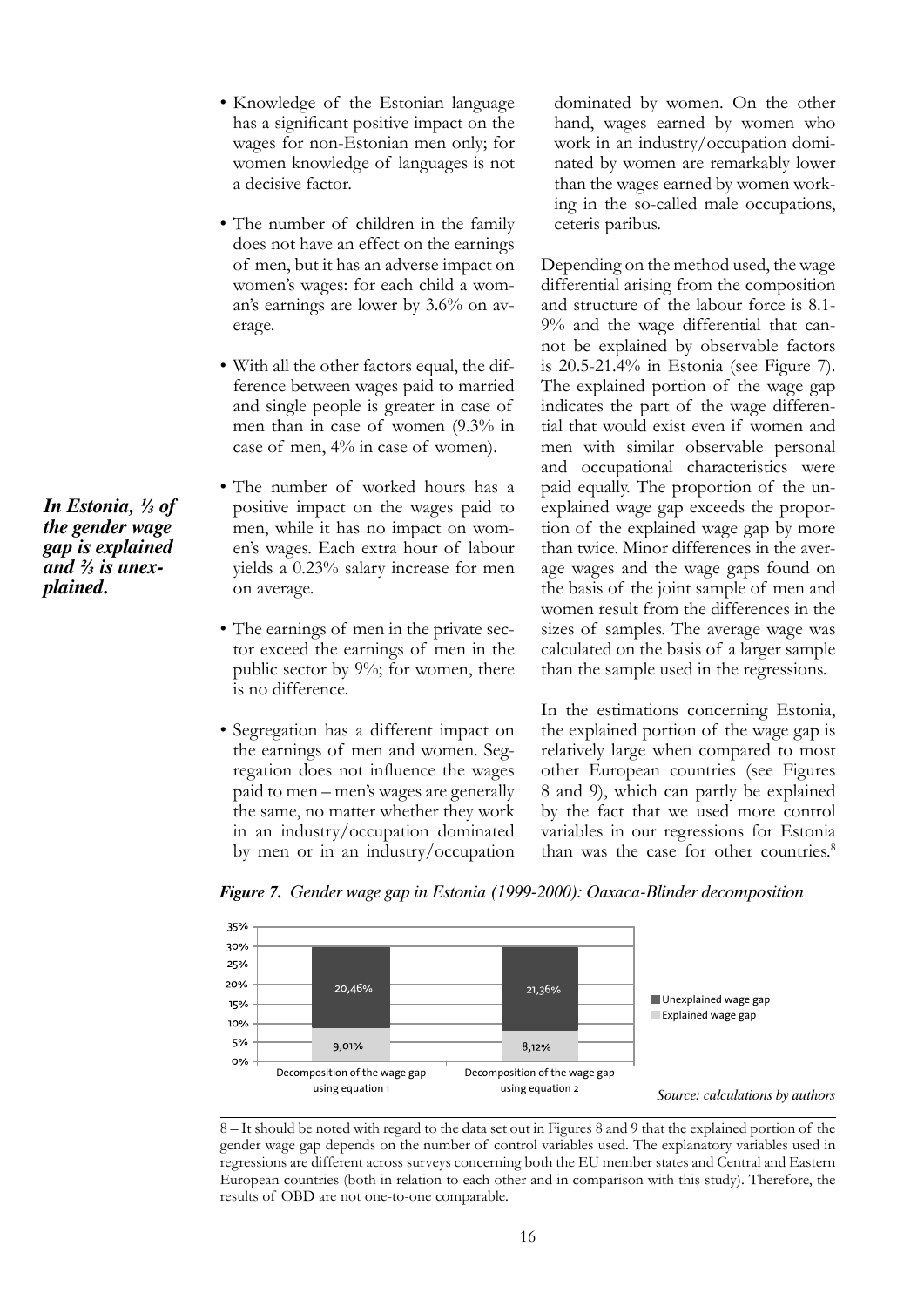- Knowledge of the Estonian language has a significant positive impact on the wages for non-Estonian men only; for women knowledge of languages is not a decisive factor.
- The number of children in the family does not have an effect on the earnings of men, but it has an adverse impact on women's wages: for each child a woman's earnings are lower by 3.6% on average.
- With all the other factors equal, the difference between wages paid to married and single people is greater in case of men than in case of women (9.3% in case of men, 4% in case of women).
- The number of worked hours has a positive impact on the wages paid to men, while it has no impact on women's wages. Each extra hour of labour yields a 0.23% salary increase for men on average.
- The earnings of men in the private sector exceed the earnings of men in the public sector by 9%; for women, there is no difference.
- Segregation has a different impact on the earnings of men and women. Segregation does not influence the wages paid to men – men's wages are generally the same, no matter whether they work in an industry/occupation dominated by men or in an industry/occupation dominated by women. On the other hand, wages earned by women who work in an industry/occupation dominated by women are remarkably lower than the wages earned by women working in the so-called male occupations, ceteris paribus.

***In Estonia, ⅓ of the gender wage gap is explained and ⅔ is unexplained.***

Depending on the method used, the wage differential arising from the composition and structure of the labour force is 8.1-9% and the wage differential that cannot be explained by observable factors is 20.5-21.4% in Estonia (see Figure 7). The explained portion of the wage gap indicates the part of the wage differential that would exist even if women and men with similar observable personal and occupational characteristics were paid equally. The proportion of the unexplained wage gap exceeds the proportion of the explained wage gap by more than twice. Minor differences in the average wages and the wage gaps found on the basis of the joint sample of men and women result from the differences in the sizes of samples. The average wage was calculated on the basis of a larger sample than the sample used in the regressions.

In the estimations concerning Estonia, the explained portion of the wage gap is relatively large when compared to most other European countries (see Figures 8 and 9), which can partly be explained by the fact that we used more control variables in our regressions for Estonia than was the case for other countries.[8]

***Figure 7.*** *Gender wage gap in Estonia (1999-2000): Oaxaca-Blinder decomposition*

| | Explained wage gap | Unexplained wage gap |
|---|---|---|
| Decomposition of the wage gap using equation 1 | 9,01% | 20,46% |
| Decomposition of the wage gap using equation 2 | 8,12% | 21,36% |

*Source: calculations by authors*

8 – It should be noted with regard to the data set out in Figures 8 and 9 that the explained portion of the gender wage gap depends on the number of control variables used. The explanatory variables used in regressions are different across surveys concerning both the EU member states and Central and Eastern European countries (both in relation to each other and in comparison with this study). Therefore, the results of OBD are not one-to-one comparable.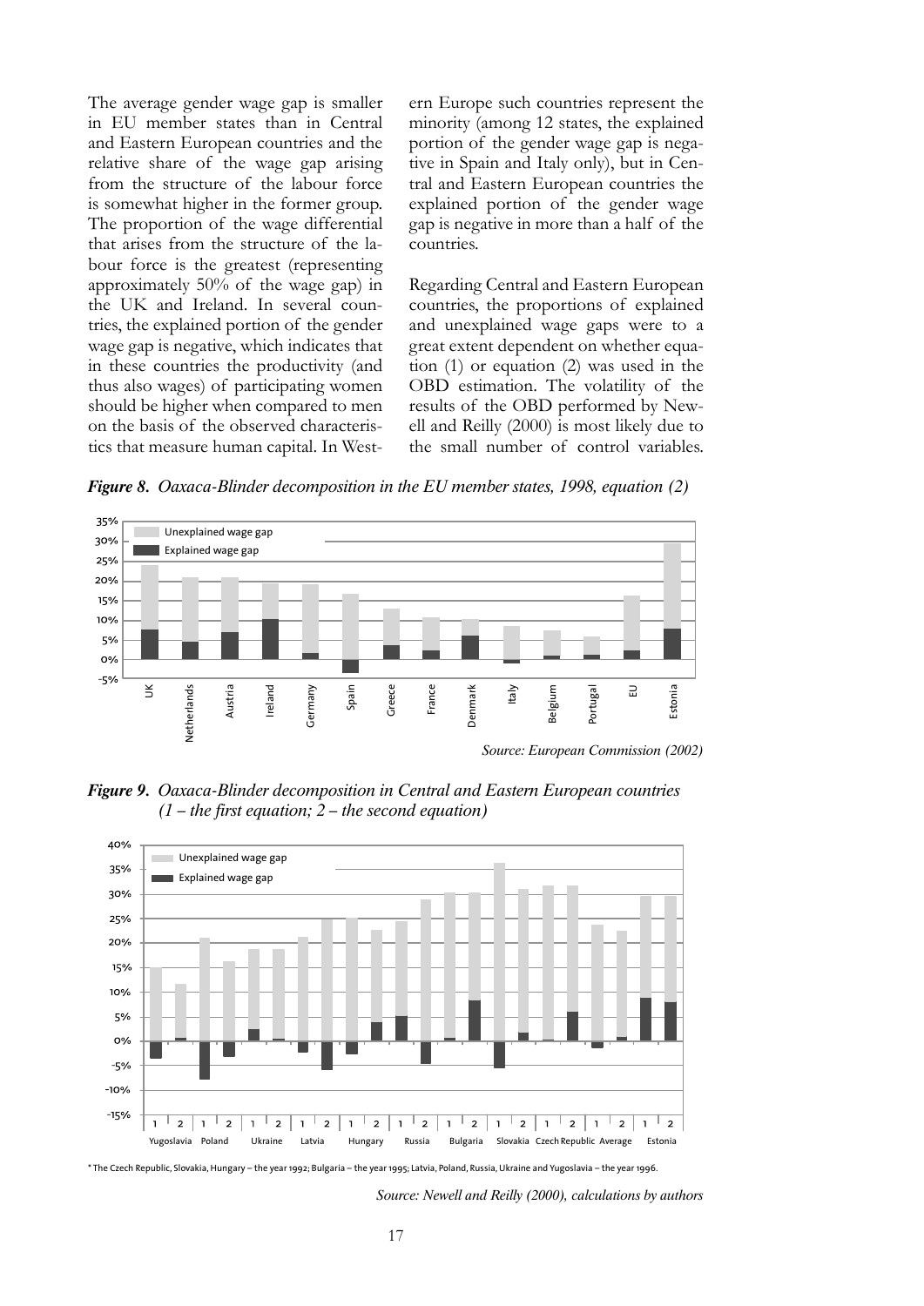The average gender wage gap is smaller in EU member states than in Central and Eastern European countries and the relative share of the wage gap arising from the structure of the labour force is somewhat higher in the former group. The proportion of the wage differential that arises from the structure of the labour force is the greatest (representing approximately 50% of the wage gap) in the UK and Ireland. In several countries, the explained portion of the gender wage gap is negative, which indicates that in these countries the productivity (and thus also wages) of participating women should be higher when compared to men on the basis of the observed characteristics that measure human capital. In Western Europe such countries represent the minority (among 12 states, the explained portion of the gender wage gap is negative in Spain and Italy only), but in Central and Eastern European countries the explained portion of the gender wage gap is negative in more than a half of the countries.

Regarding Central and Eastern European countries, the proportions of explained and unexplained wage gaps were to a great extent dependent on whether equation (1) or equation (2) was used in the OBD estimation. The volatility of the results of the OBD performed by Newell and Reilly (2000) is most likely due to the small number of control variables.

***Figure 8.*** *Oaxaca-Blinder decomposition in the EU member states, 1998, equation (2)*

*Source: European Commission (2002)*

***Figure 9.*** *Oaxaca-Blinder decomposition in Central and Eastern European countries (1 – the first equation; 2 – the second equation)*

* The Czech Republic, Slovakia, Hungary – the year 1992; Bulgaria – the year 1995; Latvia, Poland, Russia, Ukraine and Yugoslavia – the year 1996.

*Source: Newell and Reilly (2000), calculations by authors*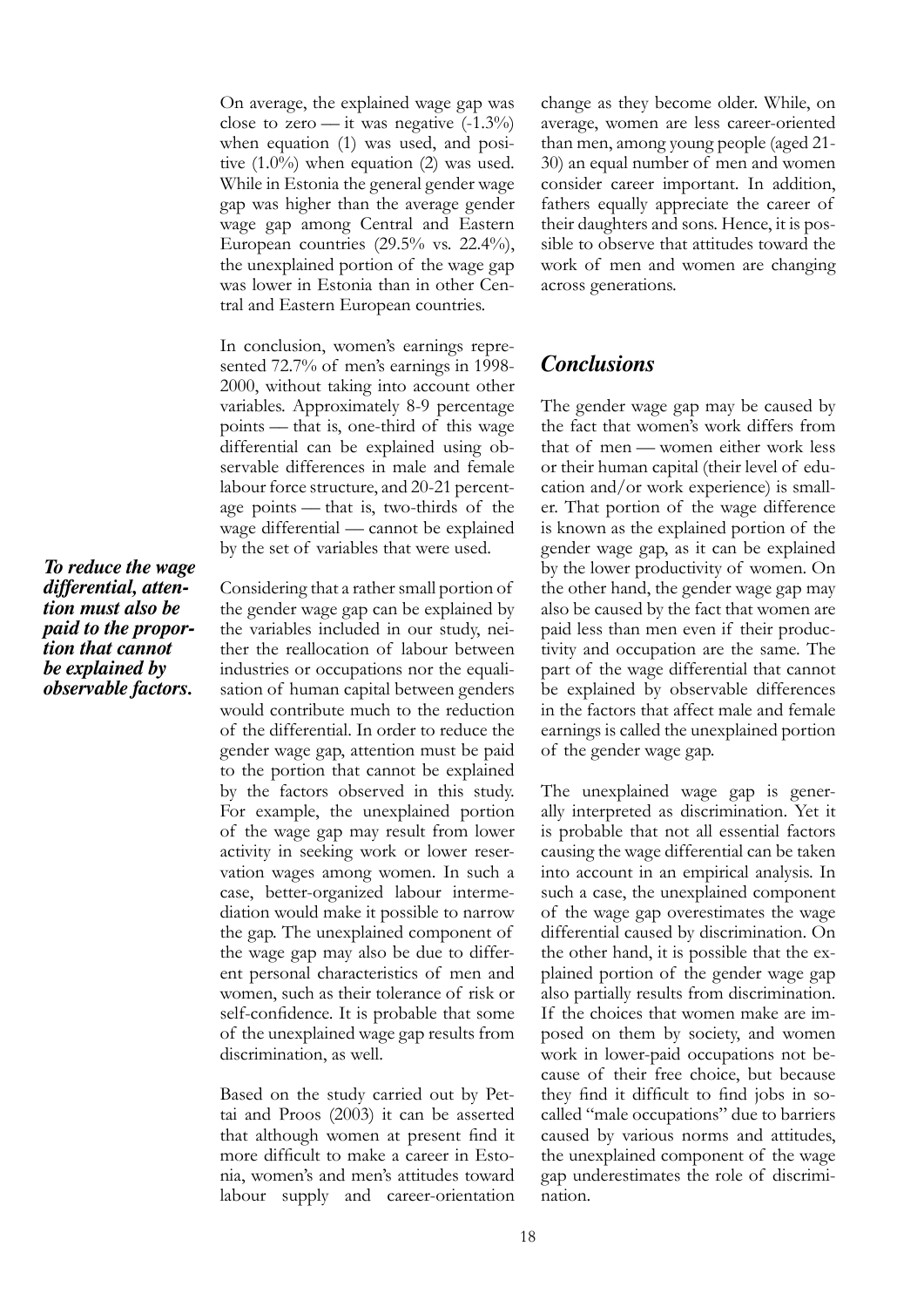On average, the explained wage gap was close to zero — it was negative (-1.3%) when equation (1) was used, and positive (1.0%) when equation (2) was used. While in Estonia the general gender wage gap was higher than the average gender wage gap among Central and Eastern European countries (29.5% vs. 22.4%), the unexplained portion of the wage gap was lower in Estonia than in other Central and Eastern European countries.

In conclusion, women's earnings represented 72.7% of men's earnings in 1998-2000, without taking into account other variables. Approximately 8-9 percentage points — that is, one-third of this wage differential can be explained using observable differences in male and female labour force structure, and 20-21 percentage points — that is, two-thirds of the wage differential — cannot be explained by the set of variables that were used.

***To reduce the wage differential, attention must also be paid to the proportion that cannot be explained by observable factors.***

Considering that a rather small portion of the gender wage gap can be explained by the variables included in our study, neither the reallocation of labour between industries or occupations nor the equalisation of human capital between genders would contribute much to the reduction of the differential. In order to reduce the gender wage gap, attention must be paid to the portion that cannot be explained by the factors observed in this study. For example, the unexplained portion of the wage gap may result from lower activity in seeking work or lower reservation wages among women. In such a case, better-organized labour intermediation would make it possible to narrow the gap. The unexplained component of the wage gap may also be due to different personal characteristics of men and women, such as their tolerance of risk or self-confidence. It is probable that some of the unexplained wage gap results from discrimination, as well.

Based on the study carried out by Pettai and Proos (2003) it can be asserted that although women at present find it more difficult to make a career in Estonia, women's and men's attitudes toward labour supply and career-orientation change as they become older. While, on average, women are less career-oriented than men, among young people (aged 21-30) an equal number of men and women consider career important. In addition, fathers equally appreciate the career of their daughters and sons. Hence, it is possible to observe that attitudes toward the work of men and women are changing across generations.

## *Conclusions*

The gender wage gap may be caused by the fact that women's work differs from that of men — women either work less or their human capital (their level of education and/or work experience) is smaller. That portion of the wage difference is known as the explained portion of the gender wage gap, as it can be explained by the lower productivity of women. On the other hand, the gender wage gap may also be caused by the fact that women are paid less than men even if their productivity and occupation are the same. The part of the wage differential that cannot be explained by observable differences in the factors that affect male and female earnings is called the unexplained portion of the gender wage gap.

The unexplained wage gap is generally interpreted as discrimination. Yet it is probable that not all essential factors causing the wage differential can be taken into account in an empirical analysis. In such a case, the unexplained component of the wage gap overestimates the wage differential caused by discrimination. On the other hand, it is possible that the explained portion of the gender wage gap also partially results from discrimination. If the choices that women make are imposed on them by society, and women work in lower-paid occupations not because of their free choice, but because they find it difficult to find jobs in so-called "male occupations" due to barriers caused by various norms and attitudes, the unexplained component of the wage gap underestimates the role of discrimination.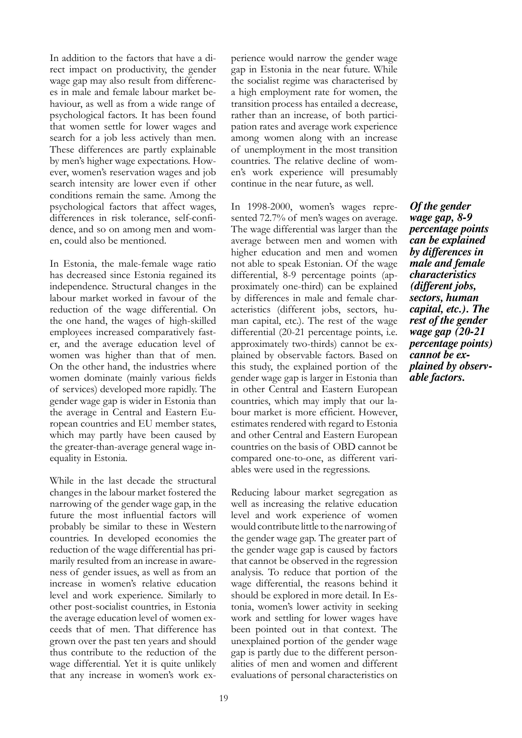In addition to the factors that have a direct impact on productivity, the gender wage gap may also result from differences in male and female labour market behaviour, as well as from a wide range of psychological factors. It has been found that women settle for lower wages and search for a job less actively than men. These differences are partly explainable by men's higher wage expectations. However, women's reservation wages and job search intensity are lower even if other conditions remain the same. Among the psychological factors that affect wages, differences in risk tolerance, self-confidence, and so on among men and women, could also be mentioned.

In Estonia, the male-female wage ratio has decreased since Estonia regained its independence. Structural changes in the labour market worked in favour of the reduction of the wage differential. On the one hand, the wages of high-skilled employees increased comparatively faster, and the average education level of women was higher than that of men. On the other hand, the industries where women dominate (mainly various fields of services) developed more rapidly. The gender wage gap is wider in Estonia than the average in Central and Eastern European countries and EU member states, which may partly have been caused by the greater-than-average general wage inequality in Estonia.

While in the last decade the structural changes in the labour market fostered the narrowing of the gender wage gap, in the future the most influential factors will probably be similar to these in Western countries. In developed economies the reduction of the wage differential has primarily resulted from an increase in awareness of gender issues, as well as from an increase in women's relative education level and work experience. Similarly to other post-socialist countries, in Estonia the average education level of women exceeds that of men. That difference has grown over the past ten years and should thus contribute to the reduction of the wage differential. Yet it is quite unlikely that any increase in women's work experience would narrow the gender wage gap in Estonia in the near future. While the socialist regime was characterised by a high employment rate for women, the transition process has entailed a decrease, rather than an increase, of both participation rates and average work experience among women along with an increase of unemployment in the most transition countries. The relative decline of women's work experience will presumably continue in the near future, as well.

In 1998-2000, women's wages represented 72.7% of men's wages on average. The wage differential was larger than the average between men and women with higher education and men and women not able to speak Estonian. Of the wage differential, 8-9 percentage points (approximately one-third) can be explained by differences in male and female characteristics (different jobs, sectors, human capital, etc.). The rest of the wage differential (20-21 percentage points, i.e. approximately two-thirds) cannot be explained by observable factors. Based on this study, the explained portion of the gender wage gap is larger in Estonia than in other Central and Eastern European countries, which may imply that our labour market is more efficient. However, estimates rendered with regard to Estonia and other Central and Eastern European countries on the basis of OBD cannot be compared one-to-one, as different variables were used in the regressions.

***Of the gender wage gap, 8-9 percentage points can be explained by differences in male and female characteristics (different jobs, sectors, human capital, etc.). The rest of the gender wage gap (20-21 percentage points) cannot be explained by observable factors.***

Reducing labour market segregation as well as increasing the relative education level and work experience of women would contribute little to the narrowing of the gender wage gap. The greater part of the gender wage gap is caused by factors that cannot be observed in the regression analysis. To reduce that portion of the wage differential, the reasons behind it should be explored in more detail. In Estonia, women's lower activity in seeking work and settling for lower wages have been pointed out in that context. The unexplained portion of the gender wage gap is partly due to the different personalities of men and women and different evaluations of personal characteristics on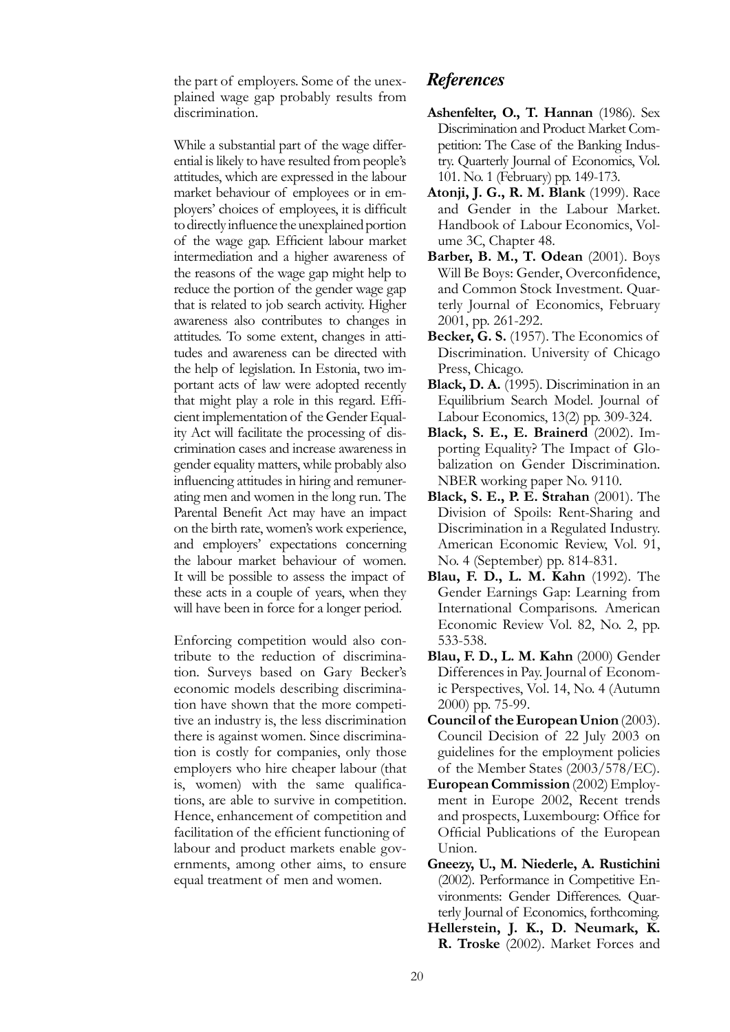the part of employers. Some of the unexplained wage gap probably results from discrimination.

While a substantial part of the wage differential is likely to have resulted from people's attitudes, which are expressed in the labour market behaviour of employees or in employers' choices of employees, it is difficult to directly influence the unexplained portion of the wage gap. Efficient labour market intermediation and a higher awareness of the reasons of the wage gap might help to reduce the portion of the gender wage gap that is related to job search activity. Higher awareness also contributes to changes in attitudes. To some extent, changes in attitudes and awareness can be directed with the help of legislation. In Estonia, two important acts of law were adopted recently that might play a role in this regard. Efficient implementation of the Gender Equality Act will facilitate the processing of discrimination cases and increase awareness in gender equality matters, while probably also influencing attitudes in hiring and remunerating men and women in the long run. The Parental Benefit Act may have an impact on the birth rate, women's work experience, and employers' expectations concerning the labour market behaviour of women. It will be possible to assess the impact of these acts in a couple of years, when they will have been in force for a longer period.

Enforcing competition would also contribute to the reduction of discrimination. Surveys based on Gary Becker's economic models describing discrimination have shown that the more competitive an industry is, the less discrimination there is against women. Since discrimination is costly for companies, only those employers who hire cheaper labour (that is, women) with the same qualifications, are able to survive in competition. Hence, enhancement of competition and facilitation of the efficient functioning of labour and product markets enable governments, among other aims, to ensure equal treatment of men and women.

## *References*

**Ashenfelter, O., T. Hannan** (1986). Sex Discrimination and Product Market Competition: The Case of the Banking Industry. Quarterly Journal of Economics, Vol. 101. No. 1 (February) pp. 149-173.

**Atonji, J. G., R. M. Blank** (1999). Race and Gender in the Labour Market. Handbook of Labour Economics, Volume 3C, Chapter 48.

**Barber, B. M., T. Odean** (2001). Boys Will Be Boys: Gender, Overconfidence, and Common Stock Investment. Quarterly Journal of Economics, February 2001, pp. 261-292.

**Becker, G. S.** (1957). The Economics of Discrimination. University of Chicago Press, Chicago.

**Black, D. A.** (1995). Discrimination in an Equilibrium Search Model. Journal of Labour Economics, 13(2) pp. 309-324.

**Black, S. E., E. Brainerd** (2002). Importing Equality? The Impact of Globalization on Gender Discrimination. NBER working paper No. 9110.

**Black, S. E., P. E. Strahan** (2001). The Division of Spoils: Rent-Sharing and Discrimination in a Regulated Industry. American Economic Review, Vol. 91, No. 4 (September) pp. 814-831.

**Blau, F. D., L. M. Kahn** (1992). The Gender Earnings Gap: Learning from International Comparisons. American Economic Review Vol. 82, No. 2, pp. 533-538.

**Blau, F. D., L. M. Kahn** (2000) Gender Differences in Pay. Journal of Economic Perspectives, Vol. 14, No. 4 (Autumn 2000) pp. 75-99.

**Council of the European Union** (2003). Council Decision of 22 July 2003 on guidelines for the employment policies of the Member States (2003/578/EC).

**European Commission** (2002) Employment in Europe 2002, Recent trends and prospects, Luxembourg: Office for Official Publications of the European Union.

**Gneezy, U., M. Niederle, A. Rustichini** (2002). Performance in Competitive Environments: Gender Differences. Quarterly Journal of Economics, forthcoming.

**Hellerstein, J. K., D. Neumark, K. R. Troske** (2002). Market Forces and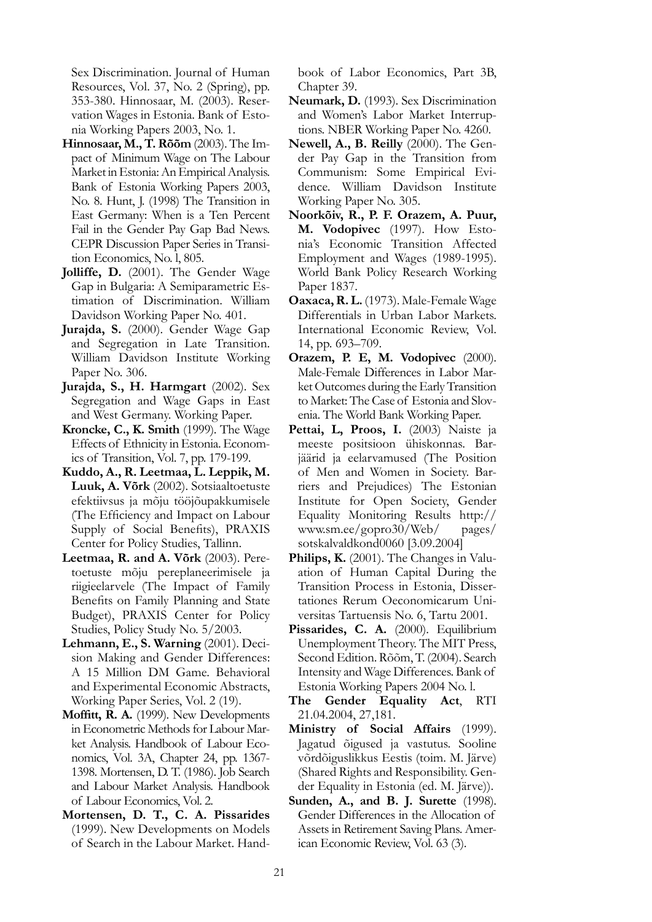Sex Discrimination. Journal of Human Resources, Vol. 37, No. 2 (Spring), pp. 353-380. Hinnosaar, M. (2003). Reservation Wages in Estonia. Bank of Estonia Working Papers 2003, No. 1.

**Hinnosaar, M., T. Rõõm** (2003). The Impact of Minimum Wage on The Labour Market in Estonia: An Empirical Analysis. Bank of Estonia Working Papers 2003, No. 8. Hunt, J. (1998) The Transition in East Germany: When is a Ten Percent Fail in the Gender Pay Gap Bad News. CEPR Discussion Paper Series in Transition Economics, No. l, 805.

**Jolliffe, D.** (2001). The Gender Wage Gap in Bulgaria: A Semiparametric Estimation of Discrimination. William Davidson Working Paper No. 401.

**Jurajda, S.** (2000). Gender Wage Gap and Segregation in Late Transition. William Davidson Institute Working Paper No. 306.

**Jurajda, S., H. Harmgart** (2002). Sex Segregation and Wage Gaps in East and West Germany. Working Paper.

**Kroncke, C., K. Smith** (1999). The Wage Effects of Ethnicity in Estonia. Economics of Transition, Vol. 7, pp. 179-199.

**Kuddo, A., R. Leetmaa, L. Leppik, M. Luuk, A. Võrk** (2002). Sotsiaaltoetuste efektiivsus ja mõju tööjõupakkumisele (The Efficiency and Impact on Labour Supply of Social Benefits), PRAXIS Center for Policy Studies, Tallinn.

**Leetmaa, R. and A. Võrk** (2003). Peretoetuste mõju pereplaneerimisele ja riigieelarvele (The Impact of Family Benefits on Family Planning and State Budget), PRAXIS Center for Policy Studies, Policy Study No. 5/2003.

**Lehmann, E., S. Warning** (2001). Decision Making and Gender Differences: A 15 Million DM Game. Behavioral and Experimental Economic Abstracts, Working Paper Series, Vol. 2 (19).

**Moffitt, R. A.** (1999). New Developments in Econometric Methods for Labour Market Analysis. Handbook of Labour Economics, Vol. 3A, Chapter 24, pp. 1367-1398. Mortensen, D. T. (1986). Job Search and Labour Market Analysis. Handbook of Labour Economics, Vol. 2.

**Mortensen, D. T., C. A. Pissarides** (1999). New Developments on Models of Search in the Labour Market. Handbook of Labor Economics, Part 3B, Chapter 39.

**Neumark, D.** (1993). Sex Discrimination and Women's Labor Market Interruptions. NBER Working Paper No. 4260.

**Newell, A., B. Reilly** (2000). The Gender Pay Gap in the Transition from Communism: Some Empirical Evidence. William Davidson Institute Working Paper No. 305.

**Noorkõiv, R., P. F. Orazem, A. Puur, M. Vodopivec** (1997). How Estonia's Economic Transition Affected Employment and Wages (1989-1995). World Bank Policy Research Working Paper 1837.

**Oaxaca, R. L.** (1973). Male-Female Wage Differentials in Urban Labor Markets. International Economic Review, Vol. 14, pp. 693–709.

**Orazem, P. E, M. Vodopivec** (2000). Male-Female Differences in Labor Market Outcomes during the Early Transition to Market: The Case of Estonia and Slovenia. The World Bank Working Paper.

**Pettai, L, Proos, I.** (2003) Naiste ja meeste positsioon ühiskonnas. Barjäärid ja eelarvamused (The Position of Men and Women in Society. Barriers and Prejudices) The Estonian Institute for Open Society, Gender Equality Monitoring Results http://www.sm.ee/gopro30/Web/ pages/sotskalvaldkond0060 [3.09.2004]

**Philips, K.** (2001). The Changes in Valuation of Human Capital During the Transition Process in Estonia, Dissertationes Rerum Oeconomicarum Universitas Tartuensis No. 6, Tartu 2001.

**Pissarides, C. A.** (2000). Equilibrium Unemployment Theory. The MIT Press, Second Edition. Rõõm, T. (2004). Search Intensity and Wage Differences. Bank of Estonia Working Papers 2004 No. l.

**The Gender Equality Act**, RTI 21.04.2004, 27,181.

**Ministry of Social Affairs** (1999). Jagatud õigused ja vastutus. Sooline võrdõiguslikkus Eestis (toim. M. Järve) (Shared Rights and Responsibility. Gender Equality in Estonia (ed. M. Järve)).

**Sunden, A., and B. J. Surette** (1998). Gender Differences in the Allocation of Assets in Retirement Saving Plans. American Economic Review, Vol. 63 (3).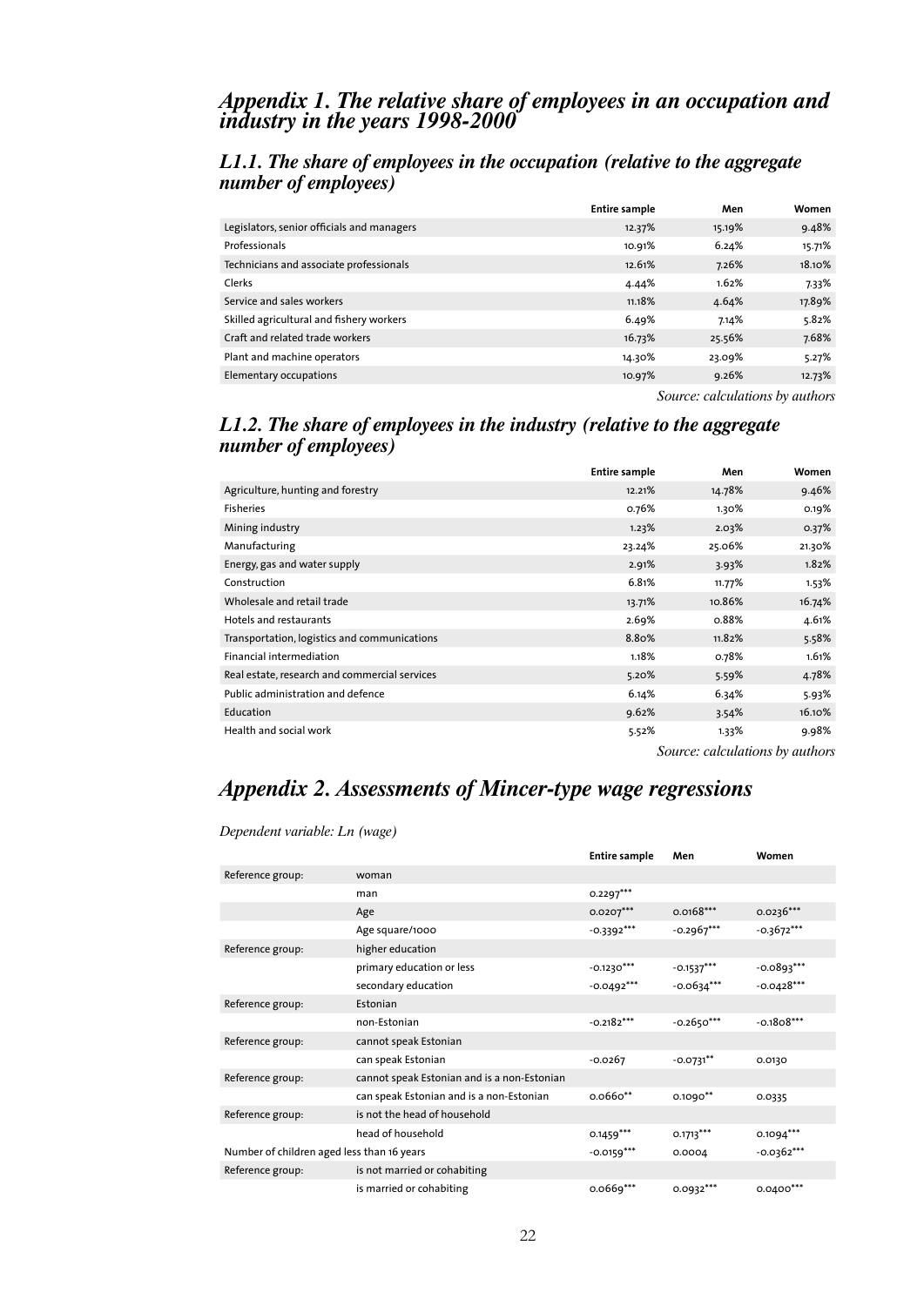## *Appendix 1. The relative share of employees in an occupation and industry in the years 1998-2000*

### *L1.1. The share of employees in the occupation (relative to the aggregate number of employees)*

| | Entire sample | Men | Women |
|---|---|---|---|
| Legislators, senior officials and managers | 12.37% | 15.19% | 9.48% |
| Professionals | 10.91% | 6.24% | 15.71% |
| Technicians and associate professionals | 12.61% | 7.26% | 18.10% |
| Clerks | 4.44% | 1.62% | 7.33% |
| Service and sales workers | 11.18% | 4.64% | 17.89% |
| Skilled agricultural and fishery workers | 6.49% | 7.14% | 5.82% |
| Craft and related trade workers | 16.73% | 25.56% | 7.68% |
| Plant and machine operators | 14.30% | 23.09% | 5.27% |
| Elementary occupations | 10.97% | 9.26% | 12.73% |

*Source: calculations by authors*

### *L1.2. The share of employees in the industry (relative to the aggregate number of employees)*

| | Entire sample | Men | Women |
|---|---|---|---|
| Agriculture, hunting and forestry | 12.21% | 14.78% | 9.46% |
| Fisheries | 0.76% | 1.30% | 0.19% |
| Mining industry | 1.23% | 2.03% | 0.37% |
| Manufacturing | 23.24% | 25.06% | 21.30% |
| Energy, gas and water supply | 2.91% | 3.93% | 1.82% |
| Construction | 6.81% | 11.77% | 1.53% |
| Wholesale and retail trade | 13.71% | 10.86% | 16.74% |
| Hotels and restaurants | 2.69% | 0.88% | 4.61% |
| Transportation, logistics and communications | 8.80% | 11.82% | 5.58% |
| Financial intermediation | 1.18% | 0.78% | 1.61% |
| Real estate, research and commercial services | 5.20% | 5.59% | 4.78% |
| Public administration and defence | 6.14% | 6.34% | 5.93% |
| Education | 9.62% | 3.54% | 16.10% |
| Health and social work | 5.52% | 1.33% | 9.98% |

*Source: calculations by authors*

## *Appendix 2. Assessments of Mincer-type wage regressions*

*Dependent variable: Ln (wage)*

| | | Entire sample | Men | Women |
|---|---|---|---|---|
| Reference group: | woman | | | |
| | man | 0.2297*** | | |
| | Age | 0.0207*** | 0.0168*** | 0.0236*** |
| | Age square/1000 | -0.3392*** | -0.2967*** | -0.3672*** |
| Reference group: | higher education | | | |
| | primary education or less | -0.1230*** | -0.1537*** | -0.0893*** |
| | secondary education | -0.0492*** | -0.0634*** | -0.0428*** |
| Reference group: | Estonian | | | |
| | non-Estonian | -0.2182*** | -0.2650*** | -0.1808*** |
| Reference group: | cannot speak Estonian | | | |
| | can speak Estonian | -0.0267 | -0.0731** | 0.0130 |
| Reference group: | cannot speak Estonian and is a non-Estonian | | | |
| | can speak Estonian and is a non-Estonian | 0.0660** | 0.1090** | 0.0335 |
| Reference group: | is not the head of household | | | |
| | head of household | 0.1459*** | 0.1713*** | 0.1094*** |
| Number of children aged less than 16 years | | -0.0159*** | 0.0004 | -0.0362*** |
| Reference group: | is not married or cohabiting | | | |
| | is married or cohabiting | 0.0669*** | 0.0932*** | 0.0400*** |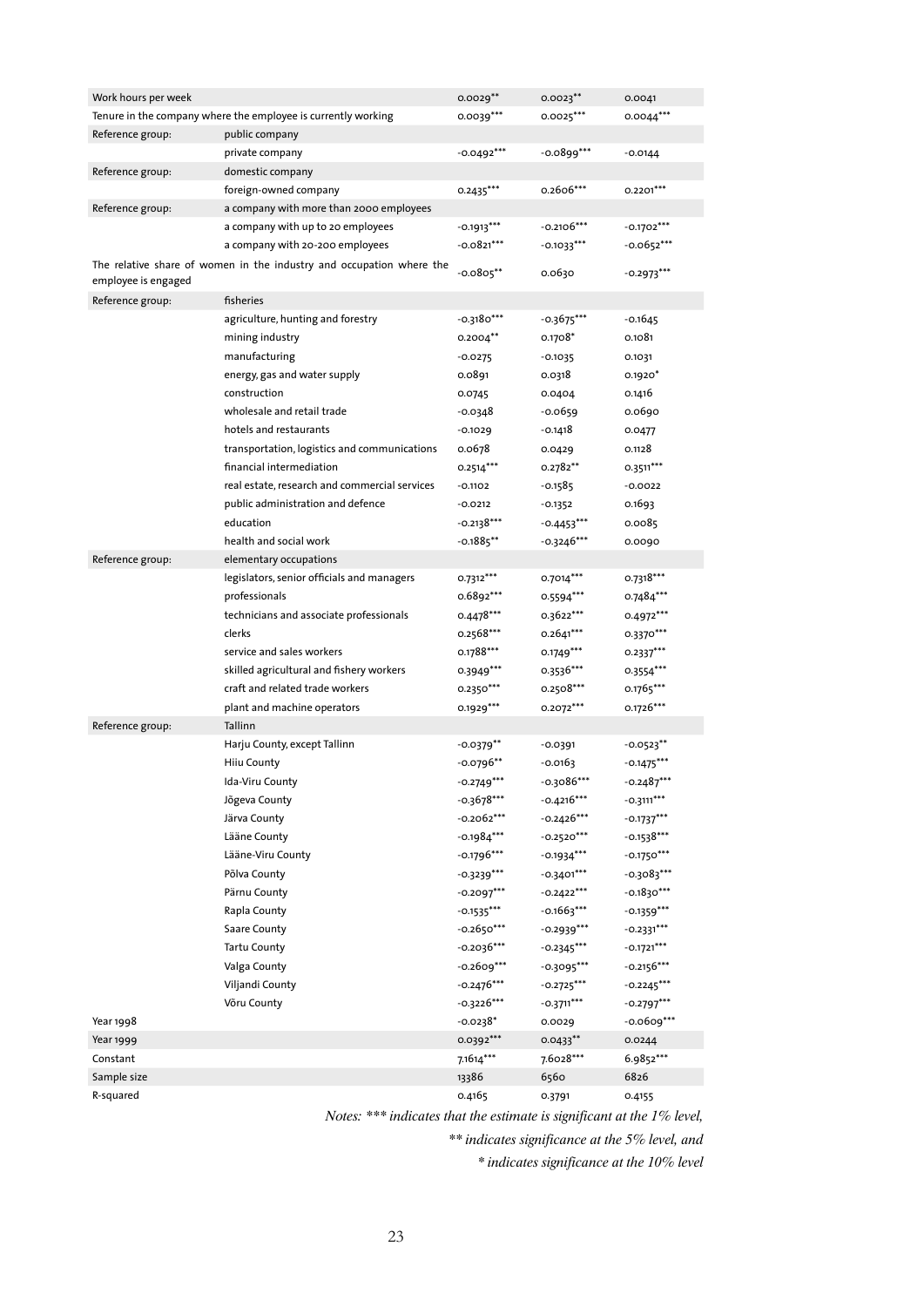| | | | | |
|---|---|---|---|---|
| Work hours per week | | 0.0029** | 0.0023** | 0.0041 |
| Tenure in the company where the employee is currently working | | 0.0039*** | 0.0025*** | 0.0044*** |
| Reference group: | public company | | | |
| | private company | -0.0492*** | -0.0899*** | -0.0144 |
| Reference group: | domestic company | | | |
| | foreign-owned company | 0.2435*** | 0.2606*** | 0.2201*** |
| Reference group: | a company with more than 2000 employees | | | |
| | a company with up to 20 employees | -0.1913*** | -0.2106*** | -0.1702*** |
| | a company with 20-200 employees | -0.0821*** | -0.1033*** | -0.0652*** |
| The relative share of women in the industry and occupation where the employee is engaged | | -0.0805** | 0.0630 | -0.2973*** |
| Reference group: | fisheries | | | |
| | agriculture, hunting and forestry | -0.3180*** | -0.3675*** | -0.1645 |
| | mining industry | 0.2004** | 0.1708* | 0.1081 |
| | manufacturing | -0.0275 | -0.1035 | 0.1031 |
| | energy, gas and water supply | 0.0891 | 0.0318 | 0.1920* |
| | construction | 0.0745 | 0.0404 | 0.1416 |
| | wholesale and retail trade | -0.0348 | -0.0659 | 0.0690 |
| | hotels and restaurants | -0.1029 | -0.1418 | 0.0477 |
| | transportation, logistics and communications | 0.0678 | 0.0429 | 0.1128 |
| | financial intermediation | 0.2514*** | 0.2782** | 0.3511*** |
| | real estate, research and commercial services | -0.1102 | -0.1585 | -0.0022 |
| | public administration and defence | -0.0212 | -0.1352 | 0.1693 |
| | education | -0.2138*** | -0.4453*** | 0.0085 |
| | health and social work | -0.1885** | -0.3246*** | 0.0090 |
| Reference group: | elementary occupations | | | |
| | legislators, senior officials and managers | 0.7312*** | 0.7014*** | 0.7318*** |
| | professionals | 0.6892*** | 0.5594*** | 0.7484*** |
| | technicians and associate professionals | 0.4478*** | 0.3622*** | 0.4972*** |
| | clerks | 0.2568*** | 0.2641*** | 0.3370*** |
| | service and sales workers | 0.1788*** | 0.1749*** | 0.2337*** |
| | skilled agricultural and fishery workers | 0.3949*** | 0.3536*** | 0.3554*** |
| | craft and related trade workers | 0.2350*** | 0.2508*** | 0.1765*** |
| | plant and machine operators | 0.1929*** | 0.2072*** | 0.1726*** |
| Reference group: | Tallinn | | | |
| | Harju County, except Tallinn | -0.0379** | -0.0391 | -0.0523** |
| | Hiiu County | -0.0796** | -0.0163 | -0.1475*** |
| | Ida-Viru County | -0.2749*** | -0.3086*** | -0.2487*** |
| | Jõgeva County | -0.3678*** | -0.4216*** | -0.3111*** |
| | Järva County | -0.2062*** | -0.2426*** | -0.1737*** |
| | Lääne County | -0.1984*** | -0.2520*** | -0.1538*** |
| | Lääne-Viru County | -0.1796*** | -0.1934*** | -0.1750*** |
| | Põlva County | -0.3239*** | -0.3401*** | -0.3083*** |
| | Pärnu County | -0.2097*** | -0.2422*** | -0.1830*** |
| | Rapla County | -0.1535*** | -0.1663*** | -0.1359*** |
| | Saare County | -0.2650*** | -0.2939*** | -0.2331*** |
| | Tartu County | -0.2036*** | -0.2345*** | -0.1721*** |
| | Valga County | -0.2609*** | -0.3095*** | -0.2156*** |
| | Viljandi County | -0.2476*** | -0.2725*** | -0.2245*** |
| | Võru County | -0.3226*** | -0.3711*** | -0.2797*** |
| Year 1998 | | -0.0238* | 0.0029 | -0.0609*** |
| Year 1999 | | 0.0392*** | 0.0433** | 0.0244 |
| Constant | | 7.1614*** | 7.6028*** | 6.9852*** |
| Sample size | | 13386 | 6560 | 6826 |
| R-squared | | 0.4165 | 0.3791 | 0.4155 |

*Notes: *** indicates that the estimate is significant at the 1% level,*
*** indicates significance at the 5% level, and*
** indicates significance at the 10% level*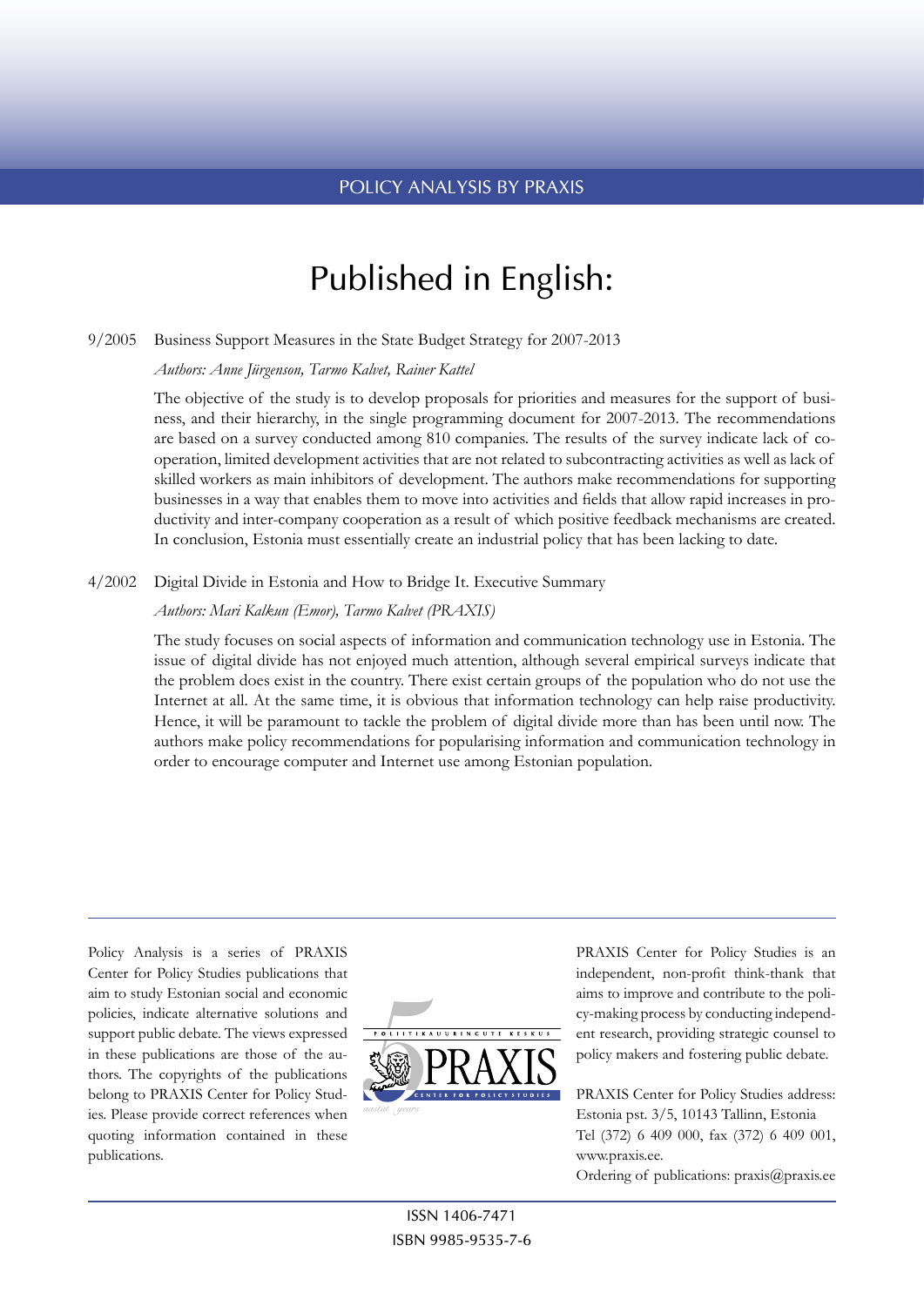POLICY ANALYSIS BY PRAXIS

# Published in English:

9/2005 Business Support Measures in the State Budget Strategy for 2007-2013

*Authors: Anne Jürgenson, Tarmo Kalvet, Rainer Kattel*

The objective of the study is to develop proposals for priorities and measures for the support of business, and their hierarchy, in the single programming document for 2007-2013. The recommendations are based on a survey conducted among 810 companies. The results of the survey indicate lack of cooperation, limited development activities that are not related to subcontracting activities as well as lack of skilled workers as main inhibitors of development. The authors make recommendations for supporting businesses in a way that enables them to move into activities and fields that allow rapid increases in productivity and inter-company cooperation as a result of which positive feedback mechanisms are created. In conclusion, Estonia must essentially create an industrial policy that has been lacking to date.

4/2002 Digital Divide in Estonia and How to Bridge It. Executive Summary

*Authors: Mari Kalkun (Emor), Tarmo Kalvet (PRAXIS)*

The study focuses on social aspects of information and communication technology use in Estonia. The issue of digital divide has not enjoyed much attention, although several empirical surveys indicate that the problem does exist in the country. There exist certain groups of the population who do not use the Internet at all. At the same time, it is obvious that information technology can help raise productivity. Hence, it will be paramount to tackle the problem of digital divide more than has been until now. The authors make policy recommendations for popularising information and communication technology in order to encourage computer and Internet use among Estonian population.

---

Policy Analysis is a series of PRAXIS Center for Policy Studies publications that aim to study Estonian social and economic policies, indicate alternative solutions and support public debate. The views expressed in these publications are those of the authors. The copyrights of the publications belong to PRAXIS Center for Policy Studies. Please provide correct references when quoting information contained in these publications.

5 POLIITIKAUURINGUTE KESKUS PRAXIS CENTER FOR POLICY STUDIES aastat years

PRAXIS Center for Policy Studies is an independent, non-profit think-thank that aims to improve and contribute to the policy-making process by conducting independent research, providing strategic counsel to policy makers and fostering public debate.

PRAXIS Center for Policy Studies address:
Estonia pst. 3/5, 10143 Tallinn, Estonia
Tel (372) 6 409 000, fax (372) 6 409 001, www.praxis.ee.
Ordering of publications: praxis@praxis.ee

---

ISSN 1406-7471
ISBN 9985-9535-7-6